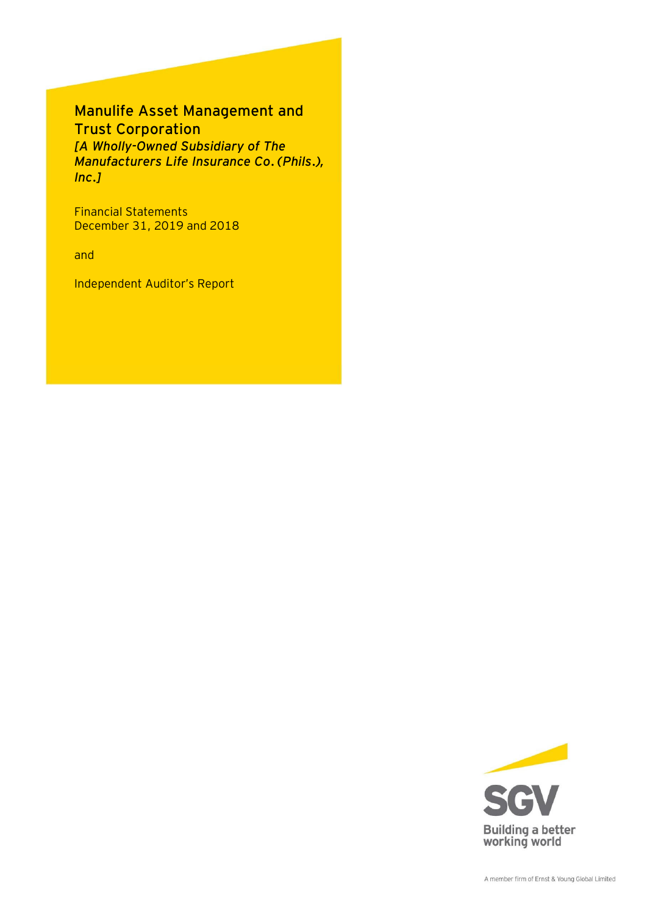# Manulife Asset Management and Trust Corporation

*[A Wholly-Owned Subsidiary of The Manufacturers Life Insurance Co. (Phils.), Inc.]*

Financial Statements
December 31, 2019 and 2018

and

Independent Auditor's Report

SGV
Building a better working world

A member firm of Ernst & Young Global Limited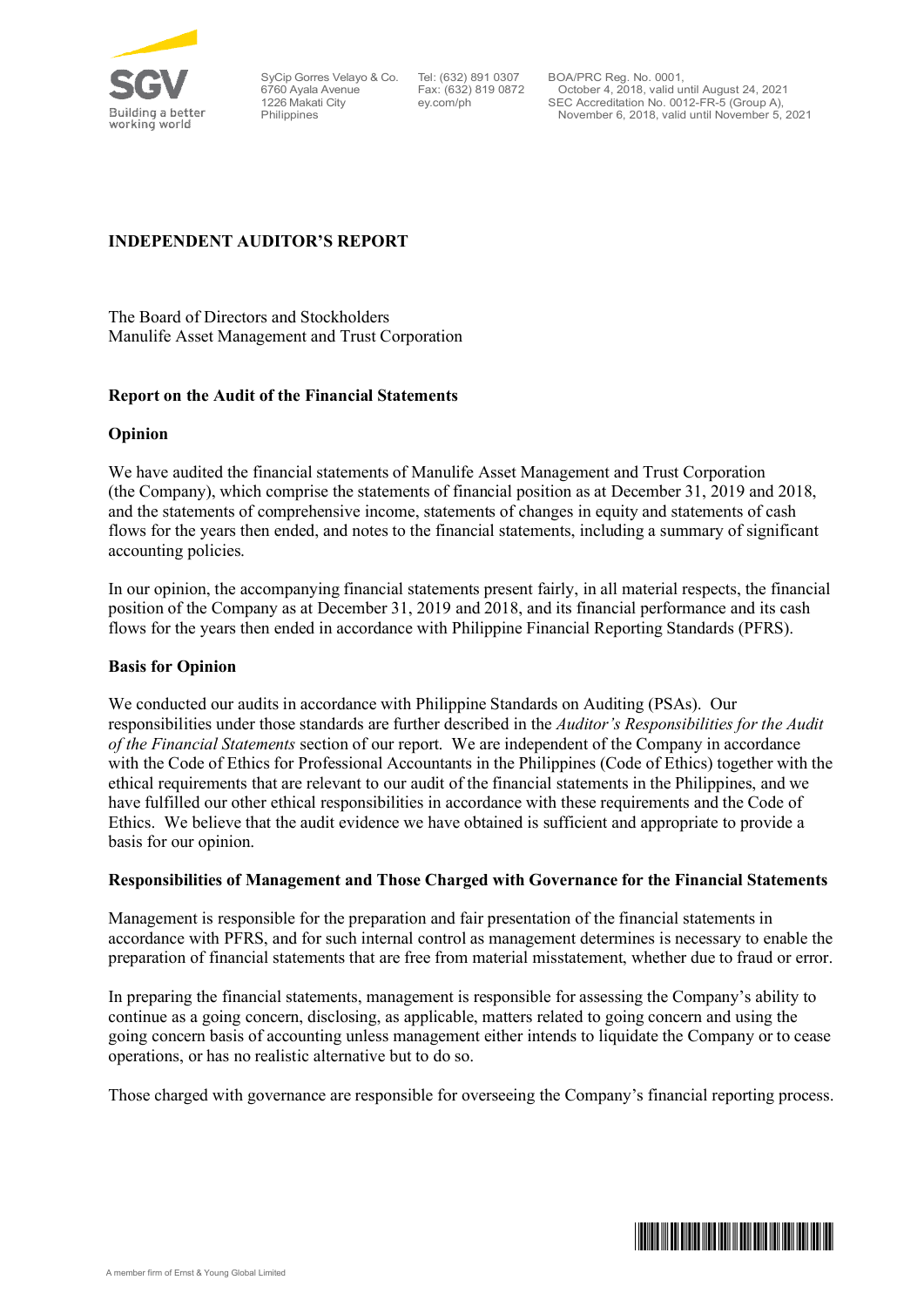# INDEPENDENT AUDITOR'S REPORT

The Board of Directors and Stockholders
Manulife Asset Management and Trust Corporation

## Report on the Audit of the Financial Statements

### Opinion

We have audited the financial statements of Manulife Asset Management and Trust Corporation (the Company), which comprise the statements of financial position as at December 31, 2019 and 2018, and the statements of comprehensive income, statements of changes in equity and statements of cash flows for the years then ended, and notes to the financial statements, including a summary of significant accounting policies.

In our opinion, the accompanying financial statements present fairly, in all material respects, the financial position of the Company as at December 31, 2019 and 2018, and its financial performance and its cash flows for the years then ended in accordance with Philippine Financial Reporting Standards (PFRS).

### Basis for Opinion

We conducted our audits in accordance with Philippine Standards on Auditing (PSAs). Our responsibilities under those standards are further described in the *Auditor's Responsibilities for the Audit of the Financial Statements* section of our report. We are independent of the Company in accordance with the Code of Ethics for Professional Accountants in the Philippines (Code of Ethics) together with the ethical requirements that are relevant to our audit of the financial statements in the Philippines, and we have fulfilled our other ethical responsibilities in accordance with these requirements and the Code of Ethics. We believe that the audit evidence we have obtained is sufficient and appropriate to provide a basis for our opinion.

### Responsibilities of Management and Those Charged with Governance for the Financial Statements

Management is responsible for the preparation and fair presentation of the financial statements in accordance with PFRS, and for such internal control as management determines is necessary to enable the preparation of financial statements that are free from material misstatement, whether due to fraud or error.

In preparing the financial statements, management is responsible for assessing the Company's ability to continue as a going concern, disclosing, as applicable, matters related to going concern and using the going concern basis of accounting unless management either intends to liquidate the Company or to cease operations, or has no realistic alternative but to do so.

Those charged with governance are responsible for overseeing the Company's financial reporting process.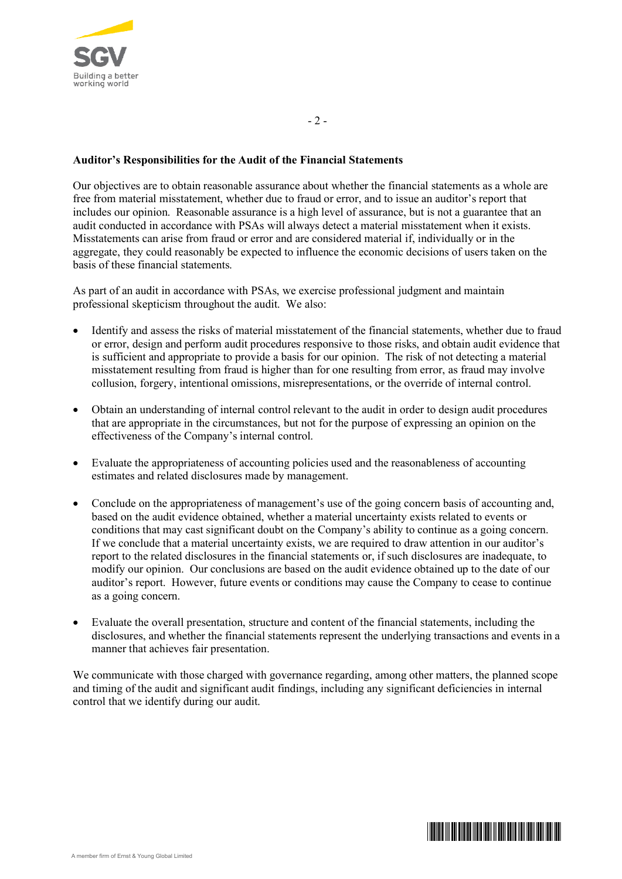**Auditor's Responsibilities for the Audit of the Financial Statements**

Our objectives are to obtain reasonable assurance about whether the financial statements as a whole are free from material misstatement, whether due to fraud or error, and to issue an auditor's report that includes our opinion. Reasonable assurance is a high level of assurance, but is not a guarantee that an audit conducted in accordance with PSAs will always detect a material misstatement when it exists. Misstatements can arise from fraud or error and are considered material if, individually or in the aggregate, they could reasonably be expected to influence the economic decisions of users taken on the basis of these financial statements.

As part of an audit in accordance with PSAs, we exercise professional judgment and maintain professional skepticism throughout the audit. We also:

- Identify and assess the risks of material misstatement of the financial statements, whether due to fraud or error, design and perform audit procedures responsive to those risks, and obtain audit evidence that is sufficient and appropriate to provide a basis for our opinion. The risk of not detecting a material misstatement resulting from fraud is higher than for one resulting from error, as fraud may involve collusion, forgery, intentional omissions, misrepresentations, or the override of internal control.

- Obtain an understanding of internal control relevant to the audit in order to design audit procedures that are appropriate in the circumstances, but not for the purpose of expressing an opinion on the effectiveness of the Company's internal control.

- Evaluate the appropriateness of accounting policies used and the reasonableness of accounting estimates and related disclosures made by management.

- Conclude on the appropriateness of management's use of the going concern basis of accounting and, based on the audit evidence obtained, whether a material uncertainty exists related to events or conditions that may cast significant doubt on the Company's ability to continue as a going concern. If we conclude that a material uncertainty exists, we are required to draw attention in our auditor's report to the related disclosures in the financial statements or, if such disclosures are inadequate, to modify our opinion. Our conclusions are based on the audit evidence obtained up to the date of our auditor's report. However, future events or conditions may cause the Company to cease to continue as a going concern.

- Evaluate the overall presentation, structure and content of the financial statements, including the disclosures, and whether the financial statements represent the underlying transactions and events in a manner that achieves fair presentation.

We communicate with those charged with governance regarding, among other matters, the planned scope and timing of the audit and significant audit findings, including any significant deficiencies in internal control that we identify during our audit.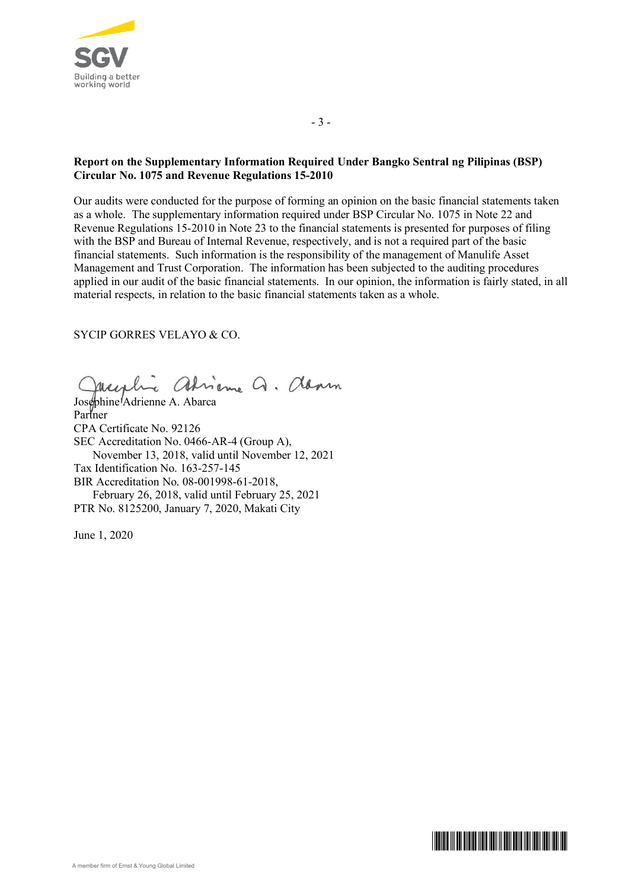**Report on the Supplementary Information Required Under Bangko Sentral ng Pilipinas (BSP) Circular No. 1075 and Revenue Regulations 15-2010**

Our audits were conducted for the purpose of forming an opinion on the basic financial statements taken as a whole. The supplementary information required under BSP Circular No. 1075 in Note 22 and Revenue Regulations 15-2010 in Note 23 to the financial statements is presented for purposes of filing with the BSP and Bureau of Internal Revenue, respectively, and is not a required part of the basic financial statements. Such information is the responsibility of the management of Manulife Asset Management and Trust Corporation. The information has been subjected to the auditing procedures applied in our audit of the basic financial statements. In our opinion, the information is fairly stated, in all material respects, in relation to the basic financial statements taken as a whole.

SYCIP GORRES VELAYO & CO.

Josephine Adrienne A. Abarca
Partner
CPA Certificate No. 92126
SEC Accreditation No. 0466-AR-4 (Group A),
November 13, 2018, valid until November 12, 2021
Tax Identification No. 163-257-145
BIR Accreditation No. 08-001998-61-2018,
February 26, 2018, valid until February 25, 2021
PTR No. 8125200, January 7, 2020, Makati City

June 1, 2020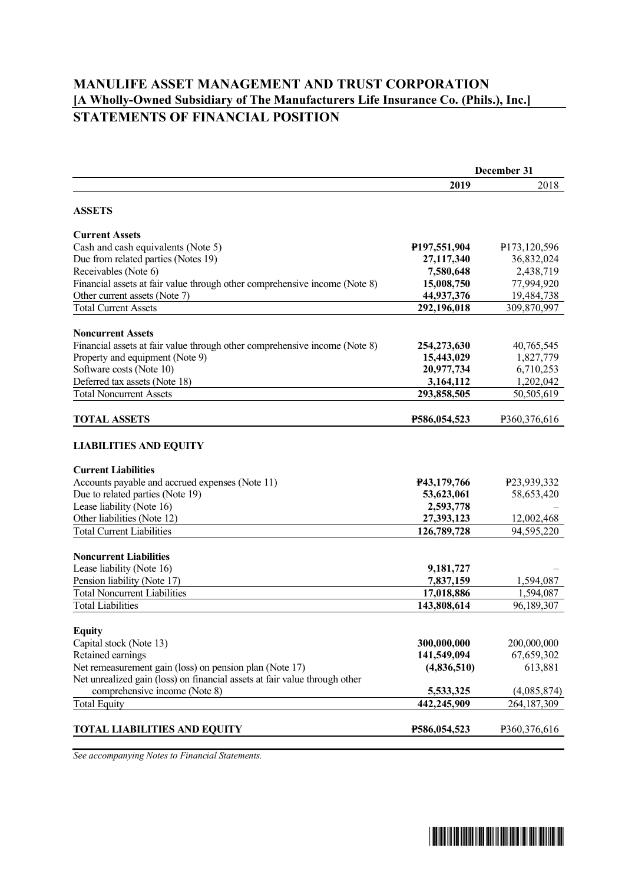# MANULIFE ASSET MANAGEMENT AND TRUST CORPORATION
## [A Wholly-Owned Subsidiary of The Manufacturers Life Insurance Co. (Phils.), Inc.]
## STATEMENTS OF FINANCIAL POSITION

| | December 31 | |
|---|---|---|
| | **2019** | 2018 |
| **ASSETS** | | |
| **Current Assets** | | |
| Cash and cash equivalents (Note 5) | **₱197,551,904** | ₱173,120,596 |
| Due from related parties (Notes 19) | **27,117,340** | 36,832,024 |
| Receivables (Note 6) | **7,580,648** | 2,438,719 |
| Financial assets at fair value through other comprehensive income (Note 8) | **15,008,750** | 77,994,920 |
| Other current assets (Note 7) | **44,937,376** | 19,484,738 |
| Total Current Assets | **292,196,018** | 309,870,997 |
| **Noncurrent Assets** | | |
| Financial assets at fair value through other comprehensive income (Note 8) | **254,273,630** | 40,765,545 |
| Property and equipment (Note 9) | **15,443,029** | 1,827,779 |
| Software costs (Note 10) | **20,977,734** | 6,710,253 |
| Deferred tax assets (Note 18) | **3,164,112** | 1,202,042 |
| Total Noncurrent Assets | **293,858,505** | 50,505,619 |
| **TOTAL ASSETS** | **₱586,054,523** | ₱360,376,616 |
| **LIABILITIES AND EQUITY** | | |
| **Current Liabilities** | | |
| Accounts payable and accrued expenses (Note 11) | **₱43,179,766** | ₱23,939,332 |
| Due to related parties (Note 19) | **53,623,061** | 58,653,420 |
| Lease liability (Note 16) | **2,593,778** | – |
| Other liabilities (Note 12) | **27,393,123** | 12,002,468 |
| Total Current Liabilities | **126,789,728** | 94,595,220 |
| **Noncurrent Liabilities** | | |
| Lease liability (Note 16) | **9,181,727** | – |
| Pension liability (Note 17) | **7,837,159** | 1,594,087 |
| Total Noncurrent Liabilities | **17,018,886** | 1,594,087 |
| Total Liabilities | **143,808,614** | 96,189,307 |
| **Equity** | | |
| Capital stock (Note 13) | **300,000,000** | 200,000,000 |
| Retained earnings | **141,549,094** | 67,659,302 |
| Net remeasurement gain (loss) on pension plan (Note 17) | **(4,836,510)** | 613,881 |
| Net unrealized gain (loss) on financial assets at fair value through other comprehensive income (Note 8) | **5,533,325** | (4,085,874) |
| Total Equity | **442,245,909** | 264,187,309 |
| **TOTAL LIABILITIES AND EQUITY** | **₱586,054,523** | ₱360,376,616 |

*See accompanying Notes to Financial Statements.*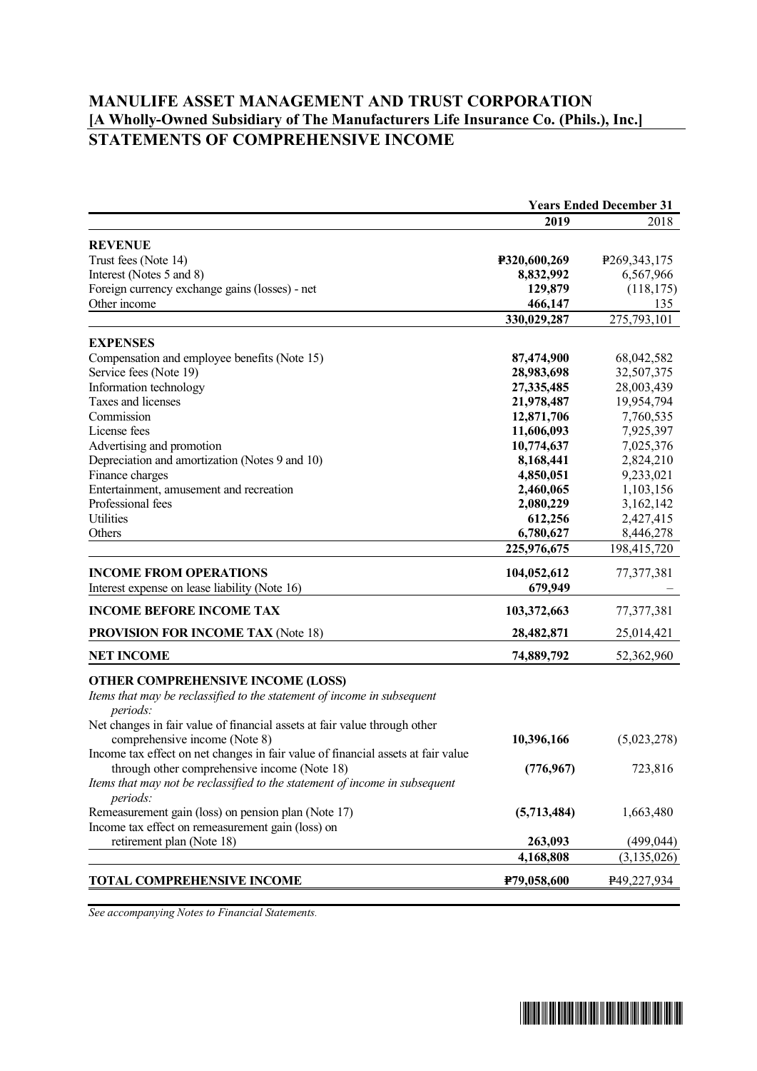# MANULIFE ASSET MANAGEMENT AND TRUST CORPORATION
## [A Wholly-Owned Subsidiary of The Manufacturers Life Insurance Co. (Phils.), Inc.]
## STATEMENTS OF COMPREHENSIVE INCOME

| | Years Ended December 31 | |
|---|---|---|
| | **2019** | 2018 |
| **REVENUE** | | |
| Trust fees (Note 14) | **₱320,600,269** | ₱269,343,175 |
| Interest (Notes 5 and 8) | **8,832,992** | 6,567,966 |
| Foreign currency exchange gains (losses) - net | **129,879** | (118,175) |
| Other income | **466,147** | 135 |
| | **330,029,287** | 275,793,101 |
| **EXPENSES** | | |
| Compensation and employee benefits (Note 15) | **87,474,900** | 68,042,582 |
| Service fees (Note 19) | **28,983,698** | 32,507,375 |
| Information technology | **27,335,485** | 28,003,439 |
| Taxes and licenses | **21,978,487** | 19,954,794 |
| Commission | **12,871,706** | 7,760,535 |
| License fees | **11,606,093** | 7,925,397 |
| Advertising and promotion | **10,774,637** | 7,025,376 |
| Depreciation and amortization (Notes 9 and 10) | **8,168,441** | 2,824,210 |
| Finance charges | **4,850,051** | 9,233,021 |
| Entertainment, amusement and recreation | **2,460,065** | 1,103,156 |
| Professional fees | **2,080,229** | 3,162,142 |
| Utilities | **612,256** | 2,427,415 |
| Others | **6,780,627** | 8,446,278 |
| | **225,976,675** | 198,415,720 |
| **INCOME FROM OPERATIONS** | **104,052,612** | 77,377,381 |
| Interest expense on lease liability (Note 16) | **679,949** | – |
| **INCOME BEFORE INCOME TAX** | **103,372,663** | 77,377,381 |
| **PROVISION FOR INCOME TAX** (Note 18) | **28,482,871** | 25,014,421 |
| **NET INCOME** | **74,889,792** | 52,362,960 |
| **OTHER COMPREHENSIVE INCOME (LOSS)** | | |
| *Items that may be reclassified to the statement of income in subsequent periods:* | | |
| Net changes in fair value of financial assets at fair value through other comprehensive income (Note 8) | **10,396,166** | (5,023,278) |
| Income tax effect on net changes in fair value of financial assets at fair value through other comprehensive income (Note 18) | **(776,967)** | 723,816 |
| *Items that may not be reclassified to the statement of income in subsequent periods:* | | |
| Remeasurement gain (loss) on pension plan (Note 17) | **(5,713,484)** | 1,663,480 |
| Income tax effect on remeasurement gain (loss) on retirement plan (Note 18) | **263,093** | (499,044) |
| | **4,168,808** | (3,135,026) |
| **TOTAL COMPREHENSIVE INCOME** | **₱79,058,600** | ₱49,227,934 |

*See accompanying Notes to Financial Statements.*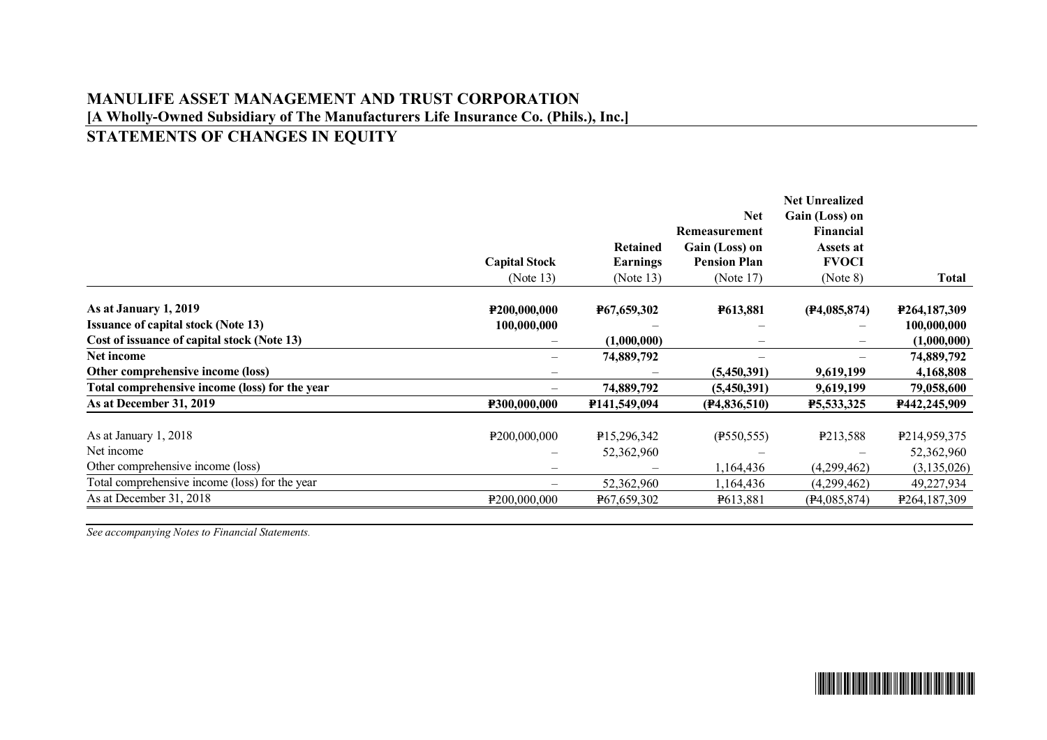# MANULIFE ASSET MANAGEMENT AND TRUST CORPORATION
**[A Wholly-Owned Subsidiary of The Manufacturers Life Insurance Co. (Phils.), Inc.]**

## STATEMENTS OF CHANGES IN EQUITY

| | Capital Stock (Note 13) | Retained Earnings (Note 13) | Net Remeasurement Gain (Loss) on Pension Plan (Note 17) | Net Unrealized Gain (Loss) on Financial Assets at FVOCI (Note 8) | Total |
|---|---|---|---|---|---|
| **As at January 1, 2019** | **₱200,000,000** | **₱67,659,302** | **₱613,881** | **(₱4,085,874)** | **₱264,187,309** |
| **Issuance of capital stock (Note 13)** | **100,000,000** | – | – | – | **100,000,000** |
| **Cost of issuance of capital stock (Note 13)** | – | **(1,000,000)** | – | – | **(1,000,000)** |
| **Net income** | – | **74,889,792** | – | – | **74,889,792** |
| **Other comprehensive income (loss)** | – | – | **(5,450,391)** | **9,619,199** | **4,168,808** |
| **Total comprehensive income (loss) for the year** | – | **74,889,792** | **(5,450,391)** | **9,619,199** | **79,058,600** |
| **As at December 31, 2019** | **₱300,000,000** | **₱141,549,094** | **(₱4,836,510)** | **₱5,533,325** | **₱442,245,909** |
| | | | | | |
| As at January 1, 2018 | ₱200,000,000 | ₱15,296,342 | (₱550,555) | ₱213,588 | ₱214,959,375 |
| Net income | – | 52,362,960 | – | – | 52,362,960 |
| Other comprehensive income (loss) | – | – | 1,164,436 | (4,299,462) | (3,135,026) |
| Total comprehensive income (loss) for the year | – | 52,362,960 | 1,164,436 | (4,299,462) | 49,227,934 |
| As at December 31, 2018 | ₱200,000,000 | ₱67,659,302 | ₱613,881 | (₱4,085,874) | ₱264,187,309 |

*See accompanying Notes to Financial Statements.*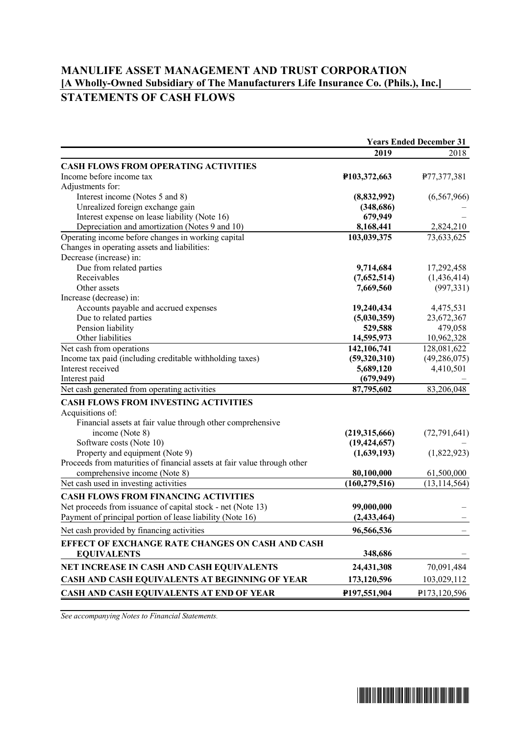# MANULIFE ASSET MANAGEMENT AND TRUST CORPORATION
## [A Wholly-Owned Subsidiary of The Manufacturers Life Insurance Co. (Phils.), Inc.]
## STATEMENTS OF CASH FLOWS

| | Years Ended December 31 | |
|---|---|---|
| | **2019** | 2018 |
| **CASH FLOWS FROM OPERATING ACTIVITIES** | | |
| Income before income tax | **₱103,372,663** | ₱77,377,381 |
| Adjustments for: | | |
| Interest income (Notes 5 and 8) | **(8,832,992)** | (6,567,966) |
| Unrealized foreign exchange gain | **(348,686)** | – |
| Interest expense on lease liability (Note 16) | **679,949** | – |
| Depreciation and amortization (Notes 9 and 10) | **8,168,441** | 2,824,210 |
| Operating income before changes in working capital | **103,039,375** | 73,633,625 |
| Changes in operating assets and liabilities: | | |
| Decrease (increase) in: | | |
| Due from related parties | **9,714,684** | 17,292,458 |
| Receivables | **(7,652,514)** | (1,436,414) |
| Other assets | **7,669,560** | (997,331) |
| Increase (decrease) in: | | |
| Accounts payable and accrued expenses | **19,240,434** | 4,475,531 |
| Due to related parties | **(5,030,359)** | 23,672,367 |
| Pension liability | **529,588** | 479,058 |
| Other liabilities | **14,595,973** | 10,962,328 |
| Net cash from operations | **142,106,741** | 128,081,622 |
| Income tax paid (including creditable withholding taxes) | **(59,320,310)** | (49,286,075) |
| Interest received | **5,689,120** | 4,410,501 |
| Interest paid | **(679,949)** | – |
| Net cash generated from operating activities | **87,795,602** | 83,206,048 |
| **CASH FLOWS FROM INVESTING ACTIVITIES** | | |
| Acquisitions of: | | |
| Financial assets at fair value through other comprehensive income (Note 8) | **(219,315,666)** | (72,791,641) |
| Software costs (Note 10) | **(19,424,657)** | – |
| Property and equipment (Note 9) | **(1,639,193)** | (1,822,923) |
| Proceeds from maturities of financial assets at fair value through other comprehensive income (Note 8) | **80,100,000** | 61,500,000 |
| Net cash used in investing activities | **(160,279,516)** | (13,114,564) |
| **CASH FLOWS FROM FINANCING ACTIVITIES** | | |
| Net proceeds from issuance of capital stock - net (Note 13) | **99,000,000** | – |
| Payment of principal portion of lease liability (Note 16) | **(2,433,464)** | – |
| Net cash provided by financing activities | **96,566,536** | – |
| **EFFECT OF EXCHANGE RATE CHANGES ON CASH AND CASH EQUIVALENTS** | **348,686** | – |
| **NET INCREASE IN CASH AND CASH EQUIVALENTS** | **24,431,308** | 70,091,484 |
| **CASH AND CASH EQUIVALENTS AT BEGINNING OF YEAR** | **173,120,596** | 103,029,112 |
| **CASH AND CASH EQUIVALENTS AT END OF YEAR** | **₱197,551,904** | ₱173,120,596 |

*See accompanying Notes to Financial Statements.*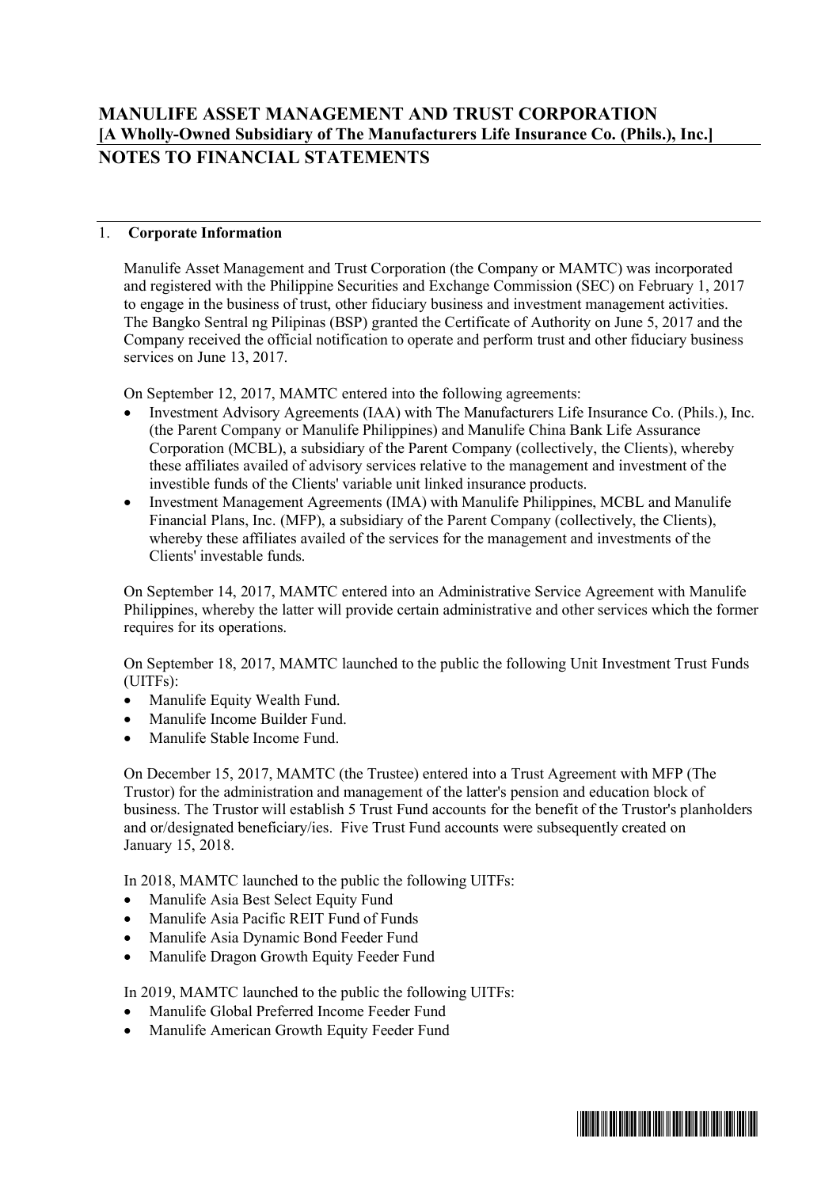# MANULIFE ASSET MANAGEMENT AND TRUST CORPORATION
**[A Wholly-Owned Subsidiary of The Manufacturers Life Insurance Co. (Phils.), Inc.]**
## NOTES TO FINANCIAL STATEMENTS

### 1. Corporate Information

Manulife Asset Management and Trust Corporation (the Company or MAMTC) was incorporated and registered with the Philippine Securities and Exchange Commission (SEC) on February 1, 2017 to engage in the business of trust, other fiduciary business and investment management activities. The Bangko Sentral ng Pilipinas (BSP) granted the Certificate of Authority on June 5, 2017 and the Company received the official notification to operate and perform trust and other fiduciary business services on June 13, 2017.

On September 12, 2017, MAMTC entered into the following agreements:

- Investment Advisory Agreements (IAA) with The Manufacturers Life Insurance Co. (Phils.), Inc. (the Parent Company or Manulife Philippines) and Manulife China Bank Life Assurance Corporation (MCBL), a subsidiary of the Parent Company (collectively, the Clients), whereby these affiliates availed of advisory services relative to the management and investment of the investible funds of the Clients' variable unit linked insurance products.
- Investment Management Agreements (IMA) with Manulife Philippines, MCBL and Manulife Financial Plans, Inc. (MFP), a subsidiary of the Parent Company (collectively, the Clients), whereby these affiliates availed of the services for the management and investments of the Clients' investable funds.

On September 14, 2017, MAMTC entered into an Administrative Service Agreement with Manulife Philippines, whereby the latter will provide certain administrative and other services which the former requires for its operations.

On September 18, 2017, MAMTC launched to the public the following Unit Investment Trust Funds (UITFs):

- Manulife Equity Wealth Fund.
- Manulife Income Builder Fund.
- Manulife Stable Income Fund.

On December 15, 2017, MAMTC (the Trustee) entered into a Trust Agreement with MFP (The Trustor) for the administration and management of the latter's pension and education block of business. The Trustor will establish 5 Trust Fund accounts for the benefit of the Trustor's planholders and or/designated beneficiary/ies. Five Trust Fund accounts were subsequently created on January 15, 2018.

In 2018, MAMTC launched to the public the following UITFs:

- Manulife Asia Best Select Equity Fund
- Manulife Asia Pacific REIT Fund of Funds
- Manulife Asia Dynamic Bond Feeder Fund
- Manulife Dragon Growth Equity Feeder Fund

In 2019, MAMTC launched to the public the following UITFs:

- Manulife Global Preferred Income Feeder Fund
- Manulife American Growth Equity Feeder Fund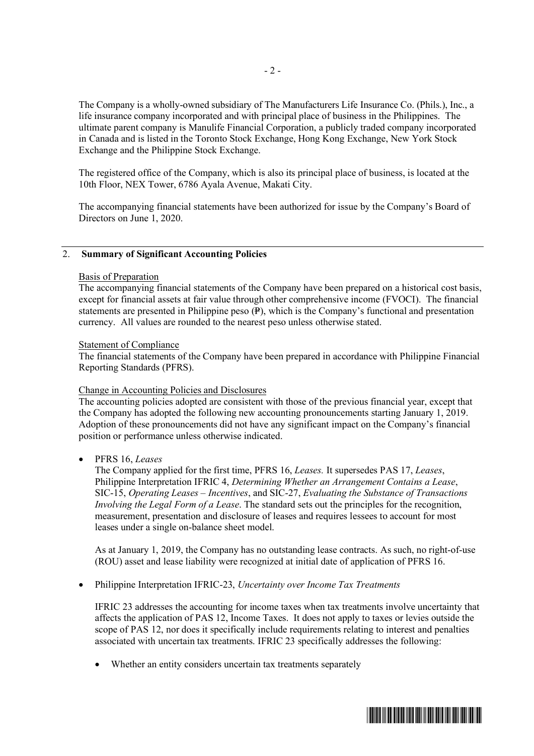The Company is a wholly-owned subsidiary of The Manufacturers Life Insurance Co. (Phils.), Inc., a life insurance company incorporated and with principal place of business in the Philippines. The ultimate parent company is Manulife Financial Corporation, a publicly traded company incorporated in Canada and is listed in the Toronto Stock Exchange, Hong Kong Exchange, New York Stock Exchange and the Philippine Stock Exchange.

The registered office of the Company, which is also its principal place of business, is located at the 10th Floor, NEX Tower, 6786 Ayala Avenue, Makati City.

The accompanying financial statements have been authorized for issue by the Company's Board of Directors on June 1, 2020.

## 2. Summary of Significant Accounting Policies

Basis of Preparation

The accompanying financial statements of the Company have been prepared on a historical cost basis, except for financial assets at fair value through other comprehensive income (FVOCI). The financial statements are presented in Philippine peso (₱), which is the Company's functional and presentation currency. All values are rounded to the nearest peso unless otherwise stated.

Statement of Compliance

The financial statements of the Company have been prepared in accordance with Philippine Financial Reporting Standards (PFRS).

Change in Accounting Policies and Disclosures

The accounting policies adopted are consistent with those of the previous financial year, except that the Company has adopted the following new accounting pronouncements starting January 1, 2019. Adoption of these pronouncements did not have any significant impact on the Company's financial position or performance unless otherwise indicated.

- PFRS 16, *Leases*

  The Company applied for the first time, PFRS 16, *Leases.* It supersedes PAS 17, *Leases*, Philippine Interpretation IFRIC 4, *Determining Whether an Arrangement Contains a Lease*, SIC-15, *Operating Leases – Incentives*, and SIC-27, *Evaluating the Substance of Transactions Involving the Legal Form of a Lease*. The standard sets out the principles for the recognition, measurement, presentation and disclosure of leases and requires lessees to account for most leases under a single on-balance sheet model.

  As at January 1, 2019, the Company has no outstanding lease contracts. As such, no right-of-use (ROU) asset and lease liability were recognized at initial date of application of PFRS 16.

- Philippine Interpretation IFRIC-23, *Uncertainty over Income Tax Treatments*

  IFRIC 23 addresses the accounting for income taxes when tax treatments involve uncertainty that affects the application of PAS 12, Income Taxes. It does not apply to taxes or levies outside the scope of PAS 12, nor does it specifically include requirements relating to interest and penalties associated with uncertain tax treatments. IFRIC 23 specifically addresses the following:

  - Whether an entity considers uncertain tax treatments separately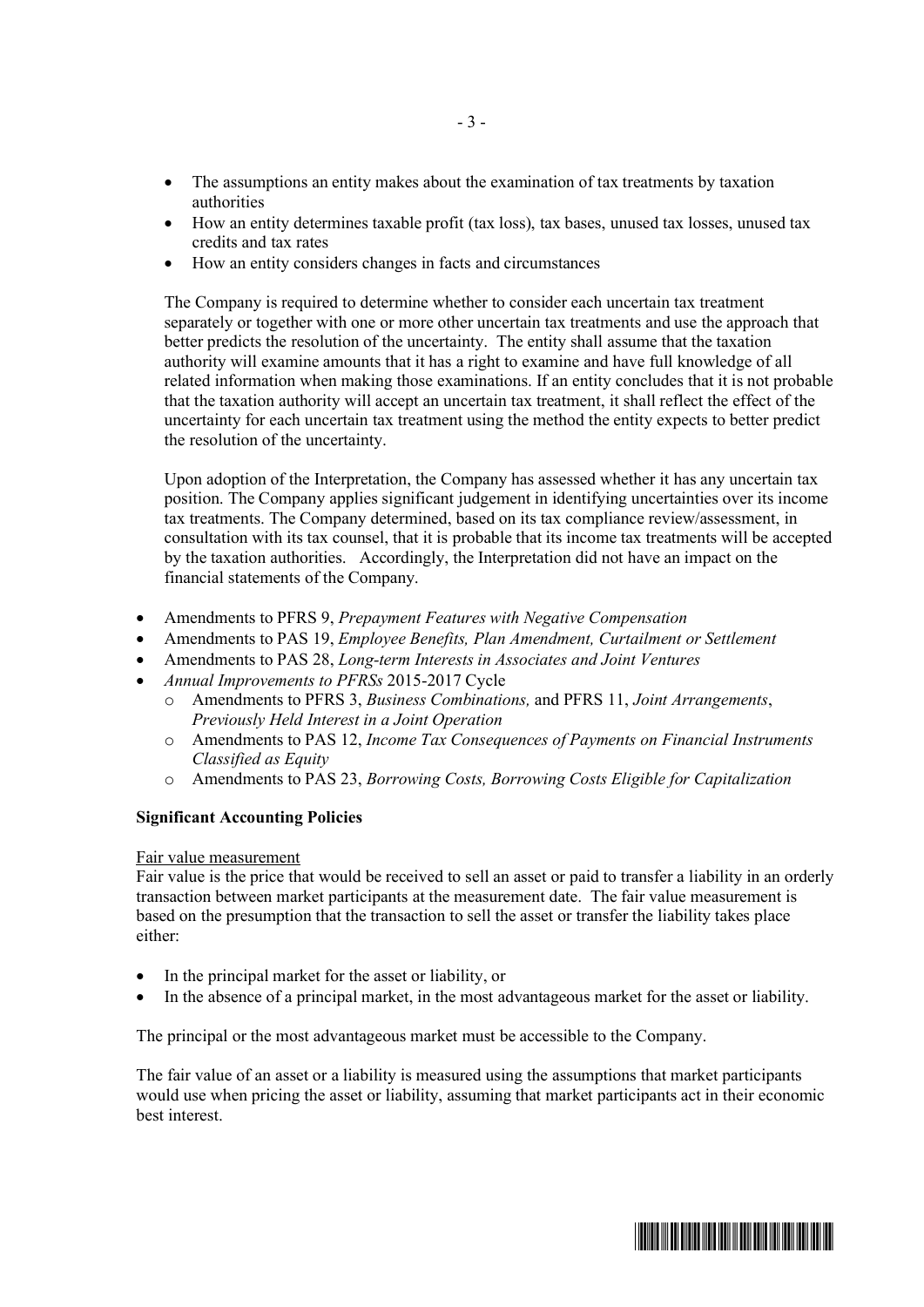- The assumptions an entity makes about the examination of tax treatments by taxation authorities
- How an entity determines taxable profit (tax loss), tax bases, unused tax losses, unused tax credits and tax rates
- How an entity considers changes in facts and circumstances

The Company is required to determine whether to consider each uncertain tax treatment separately or together with one or more other uncertain tax treatments and use the approach that better predicts the resolution of the uncertainty. The entity shall assume that the taxation authority will examine amounts that it has a right to examine and have full knowledge of all related information when making those examinations. If an entity concludes that it is not probable that the taxation authority will accept an uncertain tax treatment, it shall reflect the effect of the uncertainty for each uncertain tax treatment using the method the entity expects to better predict the resolution of the uncertainty.

Upon adoption of the Interpretation, the Company has assessed whether it has any uncertain tax position. The Company applies significant judgement in identifying uncertainties over its income tax treatments. The Company determined, based on its tax compliance review/assessment, in consultation with its tax counsel, that it is probable that its income tax treatments will be accepted by the taxation authorities. Accordingly, the Interpretation did not have an impact on the financial statements of the Company.

- Amendments to PFRS 9, *Prepayment Features with Negative Compensation*
- Amendments to PAS 19, *Employee Benefits, Plan Amendment, Curtailment or Settlement*
- Amendments to PAS 28, *Long-term Interests in Associates and Joint Ventures*
- *Annual Improvements to PFRSs* 2015-2017 Cycle
  - Amendments to PFRS 3, *Business Combinations,* and PFRS 11, *Joint Arrangements*, *Previously Held Interest in a Joint Operation*
  - Amendments to PAS 12, *Income Tax Consequences of Payments on Financial Instruments Classified as Equity*
  - Amendments to PAS 23, *Borrowing Costs, Borrowing Costs Eligible for Capitalization*

**Significant Accounting Policies**

Fair value measurement

Fair value is the price that would be received to sell an asset or paid to transfer a liability in an orderly transaction between market participants at the measurement date. The fair value measurement is based on the presumption that the transaction to sell the asset or transfer the liability takes place either:

- In the principal market for the asset or liability, or
- In the absence of a principal market, in the most advantageous market for the asset or liability.

The principal or the most advantageous market must be accessible to the Company.

The fair value of an asset or a liability is measured using the assumptions that market participants would use when pricing the asset or liability, assuming that market participants act in their economic best interest.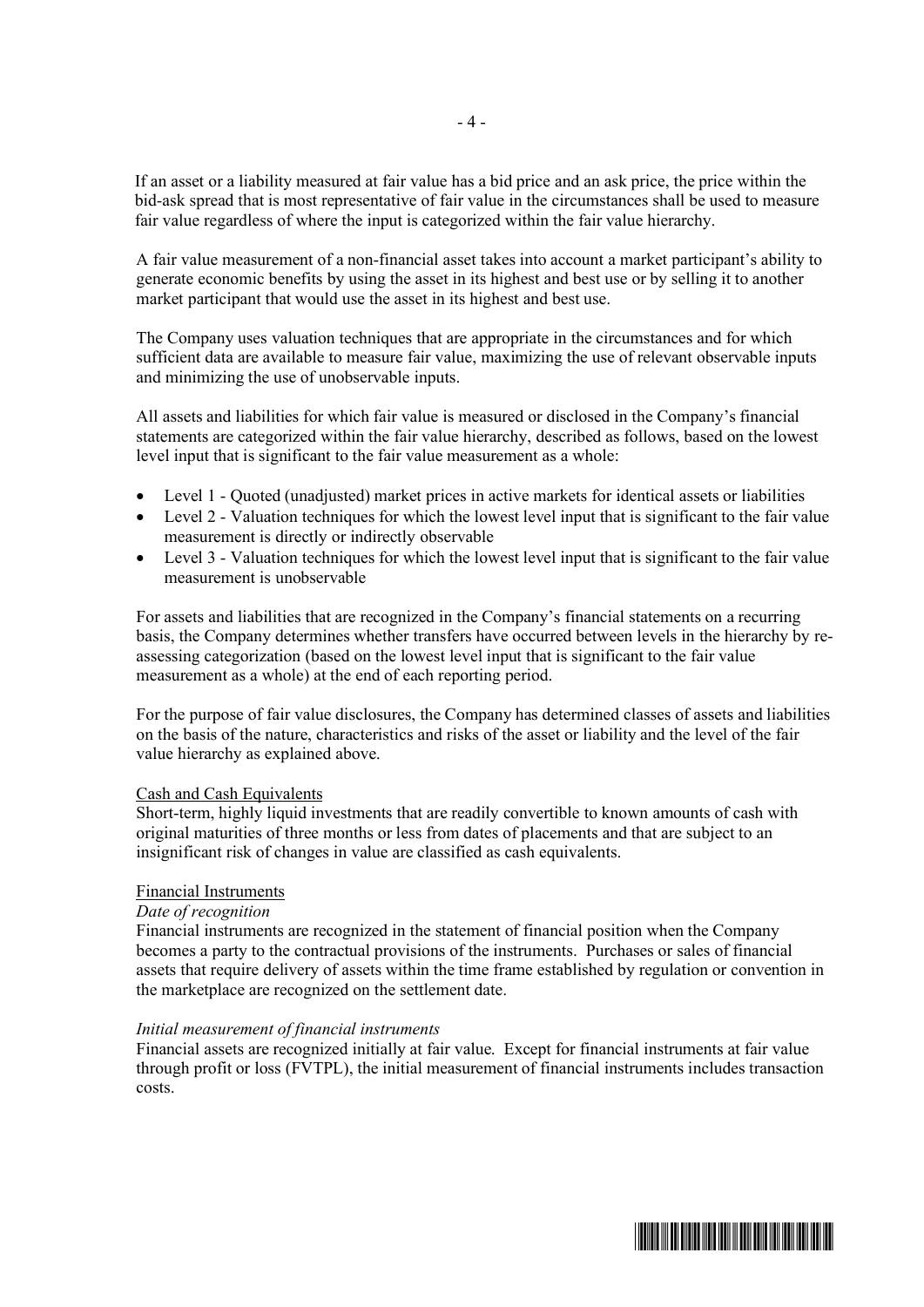If an asset or a liability measured at fair value has a bid price and an ask price, the price within the bid-ask spread that is most representative of fair value in the circumstances shall be used to measure fair value regardless of where the input is categorized within the fair value hierarchy.

A fair value measurement of a non-financial asset takes into account a market participant's ability to generate economic benefits by using the asset in its highest and best use or by selling it to another market participant that would use the asset in its highest and best use.

The Company uses valuation techniques that are appropriate in the circumstances and for which sufficient data are available to measure fair value, maximizing the use of relevant observable inputs and minimizing the use of unobservable inputs.

All assets and liabilities for which fair value is measured or disclosed in the Company's financial statements are categorized within the fair value hierarchy, described as follows, based on the lowest level input that is significant to the fair value measurement as a whole:

- Level 1 - Quoted (unadjusted) market prices in active markets for identical assets or liabilities
- Level 2 - Valuation techniques for which the lowest level input that is significant to the fair value measurement is directly or indirectly observable
- Level 3 - Valuation techniques for which the lowest level input that is significant to the fair value measurement is unobservable

For assets and liabilities that are recognized in the Company's financial statements on a recurring basis, the Company determines whether transfers have occurred between levels in the hierarchy by re-assessing categorization (based on the lowest level input that is significant to the fair value measurement as a whole) at the end of each reporting period.

For the purpose of fair value disclosures, the Company has determined classes of assets and liabilities on the basis of the nature, characteristics and risks of the asset or liability and the level of the fair value hierarchy as explained above.

<u>Cash and Cash Equivalents</u>
Short-term, highly liquid investments that are readily convertible to known amounts of cash with original maturities of three months or less from dates of placements and that are subject to an insignificant risk of changes in value are classified as cash equivalents.

<u>Financial Instruments</u>
*Date of recognition*
Financial instruments are recognized in the statement of financial position when the Company becomes a party to the contractual provisions of the instruments. Purchases or sales of financial assets that require delivery of assets within the time frame established by regulation or convention in the marketplace are recognized on the settlement date.

*Initial measurement of financial instruments*
Financial assets are recognized initially at fair value. Except for financial instruments at fair value through profit or loss (FVTPL), the initial measurement of financial instruments includes transaction costs.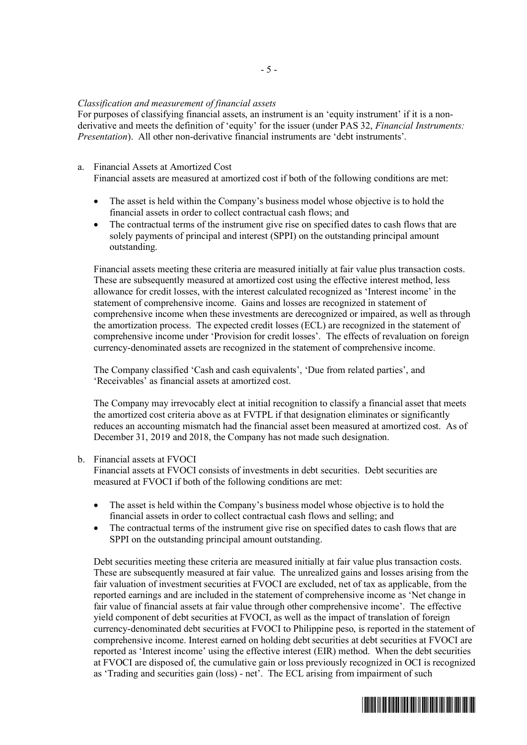*Classification and measurement of financial assets*
For purposes of classifying financial assets, an instrument is an 'equity instrument' if it is a non-derivative and meets the definition of 'equity' for the issuer (under PAS 32, *Financial Instruments: Presentation*). All other non-derivative financial instruments are 'debt instruments'.

a. Financial Assets at Amortized Cost
Financial assets are measured at amortized cost if both of the following conditions are met:

- The asset is held within the Company's business model whose objective is to hold the financial assets in order to collect contractual cash flows; and
- The contractual terms of the instrument give rise on specified dates to cash flows that are solely payments of principal and interest (SPPI) on the outstanding principal amount outstanding.

Financial assets meeting these criteria are measured initially at fair value plus transaction costs. These are subsequently measured at amortized cost using the effective interest method, less allowance for credit losses, with the interest calculated recognized as 'Interest income' in the statement of comprehensive income. Gains and losses are recognized in statement of comprehensive income when these investments are derecognized or impaired, as well as through the amortization process. The expected credit losses (ECL) are recognized in the statement of comprehensive income under 'Provision for credit losses'. The effects of revaluation on foreign currency-denominated assets are recognized in the statement of comprehensive income.

The Company classified 'Cash and cash equivalents', 'Due from related parties', and 'Receivables' as financial assets at amortized cost.

The Company may irrevocably elect at initial recognition to classify a financial asset that meets the amortized cost criteria above as at FVTPL if that designation eliminates or significantly reduces an accounting mismatch had the financial asset been measured at amortized cost. As of December 31, 2019 and 2018, the Company has not made such designation.

b. Financial assets at FVOCI
Financial assets at FVOCI consists of investments in debt securities. Debt securities are measured at FVOCI if both of the following conditions are met:

- The asset is held within the Company's business model whose objective is to hold the financial assets in order to collect contractual cash flows and selling; and
- The contractual terms of the instrument give rise on specified dates to cash flows that are SPPI on the outstanding principal amount outstanding.

Debt securities meeting these criteria are measured initially at fair value plus transaction costs. These are subsequently measured at fair value. The unrealized gains and losses arising from the fair valuation of investment securities at FVOCI are excluded, net of tax as applicable, from the reported earnings and are included in the statement of comprehensive income as 'Net change in fair value of financial assets at fair value through other comprehensive income'. The effective yield component of debt securities at FVOCI, as well as the impact of translation of foreign currency-denominated debt securities at FVOCI to Philippine peso, is reported in the statement of comprehensive income. Interest earned on holding debt securities at debt securities at FVOCI are reported as 'Interest income' using the effective interest (EIR) method. When the debt securities at FVOCI are disposed of, the cumulative gain or loss previously recognized in OCI is recognized as 'Trading and securities gain (loss) - net'. The ECL arising from impairment of such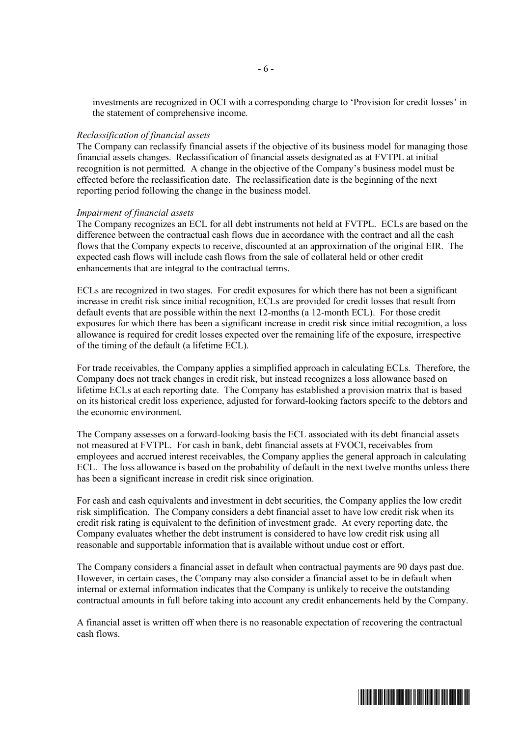investments are recognized in OCI with a corresponding charge to 'Provision for credit losses' in the statement of comprehensive income.

*Reclassification of financial assets*

The Company can reclassify financial assets if the objective of its business model for managing those financial assets changes. Reclassification of financial assets designated as at FVTPL at initial recognition is not permitted. A change in the objective of the Company's business model must be effected before the reclassification date. The reclassification date is the beginning of the next reporting period following the change in the business model.

*Impairment of financial assets*

The Company recognizes an ECL for all debt instruments not held at FVTPL. ECLs are based on the difference between the contractual cash flows due in accordance with the contract and all the cash flows that the Company expects to receive, discounted at an approximation of the original EIR. The expected cash flows will include cash flows from the sale of collateral held or other credit enhancements that are integral to the contractual terms.

ECLs are recognized in two stages. For credit exposures for which there has not been a significant increase in credit risk since initial recognition, ECLs are provided for credit losses that result from default events that are possible within the next 12-months (a 12-month ECL). For those credit exposures for which there has been a significant increase in credit risk since initial recognition, a loss allowance is required for credit losses expected over the remaining life of the exposure, irrespective of the timing of the default (a lifetime ECL).

For trade receivables, the Company applies a simplified approach in calculating ECLs. Therefore, the Company does not track changes in credit risk, but instead recognizes a loss allowance based on lifetime ECLs at each reporting date. The Company has established a provision matrix that is based on its historical credit loss experience, adjusted for forward-looking factors specifc to the debtors and the economic environment.

The Company assesses on a forward-looking basis the ECL associated with its debt financial assets not measured at FVTPL. For cash in bank, debt financial assets at FVOCI, receivables from employees and accrued interest receivables, the Company applies the general approach in calculating ECL. The loss allowance is based on the probability of default in the next twelve months unless there has been a significant increase in credit risk since origination.

For cash and cash equivalents and investment in debt securities, the Company applies the low credit risk simplification. The Company considers a debt financial asset to have low credit risk when its credit risk rating is equivalent to the definition of investment grade. At every reporting date, the Company evaluates whether the debt instrument is considered to have low credit risk using all reasonable and supportable information that is available without undue cost or effort.

The Company considers a financial asset in default when contractual payments are 90 days past due. However, in certain cases, the Company may also consider a financial asset to be in default when internal or external information indicates that the Company is unlikely to receive the outstanding contractual amounts in full before taking into account any credit enhancements held by the Company.

A financial asset is written off when there is no reasonable expectation of recovering the contractual cash flows.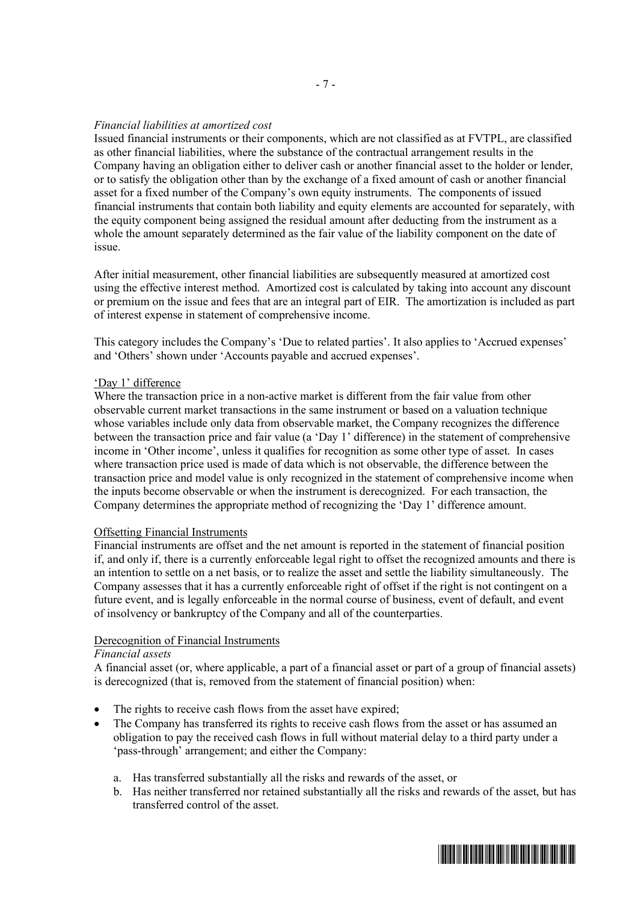*Financial liabilities at amortized cost*
Issued financial instruments or their components, which are not classified as at FVTPL, are classified as other financial liabilities, where the substance of the contractual arrangement results in the Company having an obligation either to deliver cash or another financial asset to the holder or lender, or to satisfy the obligation other than by the exchange of a fixed amount of cash or another financial asset for a fixed number of the Company's own equity instruments. The components of issued financial instruments that contain both liability and equity elements are accounted for separately, with the equity component being assigned the residual amount after deducting from the instrument as a whole the amount separately determined as the fair value of the liability component on the date of issue.

After initial measurement, other financial liabilities are subsequently measured at amortized cost using the effective interest method. Amortized cost is calculated by taking into account any discount or premium on the issue and fees that are an integral part of EIR. The amortization is included as part of interest expense in statement of comprehensive income.

This category includes the Company's 'Due to related parties'. It also applies to 'Accrued expenses' and 'Others' shown under 'Accounts payable and accrued expenses'.

'Day 1' difference
Where the transaction price in a non-active market is different from the fair value from other observable current market transactions in the same instrument or based on a valuation technique whose variables include only data from observable market, the Company recognizes the difference between the transaction price and fair value (a 'Day 1' difference) in the statement of comprehensive income in 'Other income', unless it qualifies for recognition as some other type of asset. In cases where transaction price used is made of data which is not observable, the difference between the transaction price and model value is only recognized in the statement of comprehensive income when the inputs become observable or when the instrument is derecognized. For each transaction, the Company determines the appropriate method of recognizing the 'Day 1' difference amount.

Offsetting Financial Instruments
Financial instruments are offset and the net amount is reported in the statement of financial position if, and only if, there is a currently enforceable legal right to offset the recognized amounts and there is an intention to settle on a net basis, or to realize the asset and settle the liability simultaneously. The Company assesses that it has a currently enforceable right of offset if the right is not contingent on a future event, and is legally enforceable in the normal course of business, event of default, and event of insolvency or bankruptcy of the Company and all of the counterparties.

Derecognition of Financial Instruments
*Financial assets*
A financial asset (or, where applicable, a part of a financial asset or part of a group of financial assets) is derecognized (that is, removed from the statement of financial position) when:

- The rights to receive cash flows from the asset have expired;
- The Company has transferred its rights to receive cash flows from the asset or has assumed an obligation to pay the received cash flows in full without material delay to a third party under a 'pass-through' arrangement; and either the Company:

  a. Has transferred substantially all the risks and rewards of the asset, or
  b. Has neither transferred nor retained substantially all the risks and rewards of the asset, but has transferred control of the asset.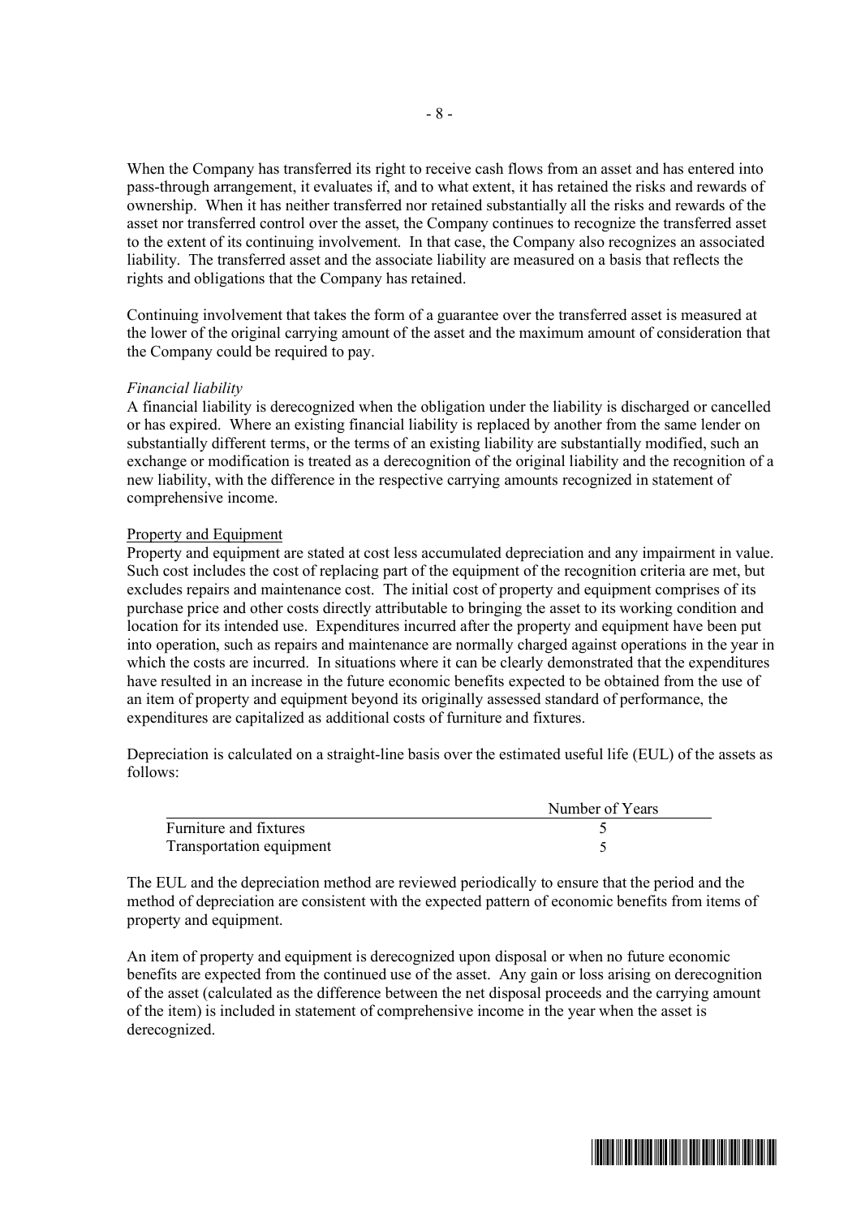When the Company has transferred its right to receive cash flows from an asset and has entered into pass-through arrangement, it evaluates if, and to what extent, it has retained the risks and rewards of ownership. When it has neither transferred nor retained substantially all the risks and rewards of the asset nor transferred control over the asset, the Company continues to recognize the transferred asset to the extent of its continuing involvement. In that case, the Company also recognizes an associated liability. The transferred asset and the associate liability are measured on a basis that reflects the rights and obligations that the Company has retained.

Continuing involvement that takes the form of a guarantee over the transferred asset is measured at the lower of the original carrying amount of the asset and the maximum amount of consideration that the Company could be required to pay.

*Financial liability*
A financial liability is derecognized when the obligation under the liability is discharged or cancelled or has expired. Where an existing financial liability is replaced by another from the same lender on substantially different terms, or the terms of an existing liability are substantially modified, such an exchange or modification is treated as a derecognition of the original liability and the recognition of a new liability, with the difference in the respective carrying amounts recognized in statement of comprehensive income.

<u>Property and Equipment</u>
Property and equipment are stated at cost less accumulated depreciation and any impairment in value. Such cost includes the cost of replacing part of the equipment of the recognition criteria are met, but excludes repairs and maintenance cost. The initial cost of property and equipment comprises of its purchase price and other costs directly attributable to bringing the asset to its working condition and location for its intended use. Expenditures incurred after the property and equipment have been put into operation, such as repairs and maintenance are normally charged against operations in the year in which the costs are incurred. In situations where it can be clearly demonstrated that the expenditures have resulted in an increase in the future economic benefits expected to be obtained from the use of an item of property and equipment beyond its originally assessed standard of performance, the expenditures are capitalized as additional costs of furniture and fixtures.

Depreciation is calculated on a straight-line basis over the estimated useful life (EUL) of the assets as follows:

| | Number of Years |
|---|---|
| Furniture and fixtures | 5 |
| Transportation equipment | 5 |

The EUL and the depreciation method are reviewed periodically to ensure that the period and the method of depreciation are consistent with the expected pattern of economic benefits from items of property and equipment.

An item of property and equipment is derecognized upon disposal or when no future economic benefits are expected from the continued use of the asset. Any gain or loss arising on derecognition of the asset (calculated as the difference between the net disposal proceeds and the carrying amount of the item) is included in statement of comprehensive income in the year when the asset is derecognized.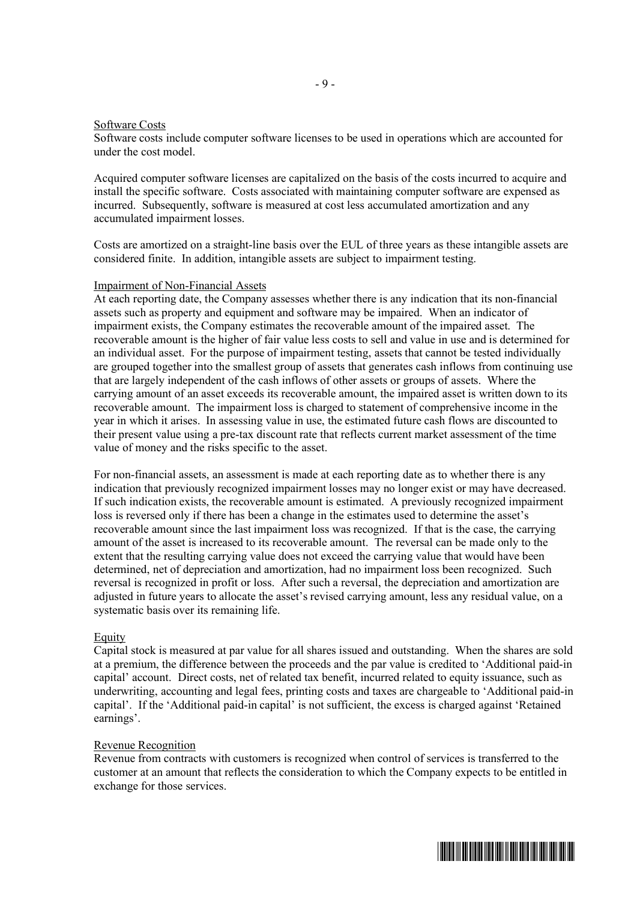### Software Costs

Software costs include computer software licenses to be used in operations which are accounted for under the cost model.

Acquired computer software licenses are capitalized on the basis of the costs incurred to acquire and install the specific software. Costs associated with maintaining computer software are expensed as incurred. Subsequently, software is measured at cost less accumulated amortization and any accumulated impairment losses.

Costs are amortized on a straight-line basis over the EUL of three years as these intangible assets are considered finite. In addition, intangible assets are subject to impairment testing.

### Impairment of Non-Financial Assets

At each reporting date, the Company assesses whether there is any indication that its non-financial assets such as property and equipment and software may be impaired. When an indicator of impairment exists, the Company estimates the recoverable amount of the impaired asset. The recoverable amount is the higher of fair value less costs to sell and value in use and is determined for an individual asset. For the purpose of impairment testing, assets that cannot be tested individually are grouped together into the smallest group of assets that generates cash inflows from continuing use that are largely independent of the cash inflows of other assets or groups of assets. Where the carrying amount of an asset exceeds its recoverable amount, the impaired asset is written down to its recoverable amount. The impairment loss is charged to statement of comprehensive income in the year in which it arises. In assessing value in use, the estimated future cash flows are discounted to their present value using a pre-tax discount rate that reflects current market assessment of the time value of money and the risks specific to the asset.

For non-financial assets, an assessment is made at each reporting date as to whether there is any indication that previously recognized impairment losses may no longer exist or may have decreased. If such indication exists, the recoverable amount is estimated. A previously recognized impairment loss is reversed only if there has been a change in the estimates used to determine the asset's recoverable amount since the last impairment loss was recognized. If that is the case, the carrying amount of the asset is increased to its recoverable amount. The reversal can be made only to the extent that the resulting carrying value does not exceed the carrying value that would have been determined, net of depreciation and amortization, had no impairment loss been recognized. Such reversal is recognized in profit or loss. After such a reversal, the depreciation and amortization are adjusted in future years to allocate the asset's revised carrying amount, less any residual value, on a systematic basis over its remaining life.

### Equity

Capital stock is measured at par value for all shares issued and outstanding. When the shares are sold at a premium, the difference between the proceeds and the par value is credited to 'Additional paid-in capital' account. Direct costs, net of related tax benefit, incurred related to equity issuance, such as underwriting, accounting and legal fees, printing costs and taxes are chargeable to 'Additional paid-in capital'. If the 'Additional paid-in capital' is not sufficient, the excess is charged against 'Retained earnings'.

### Revenue Recognition

Revenue from contracts with customers is recognized when control of services is transferred to the customer at an amount that reflects the consideration to which the Company expects to be entitled in exchange for those services.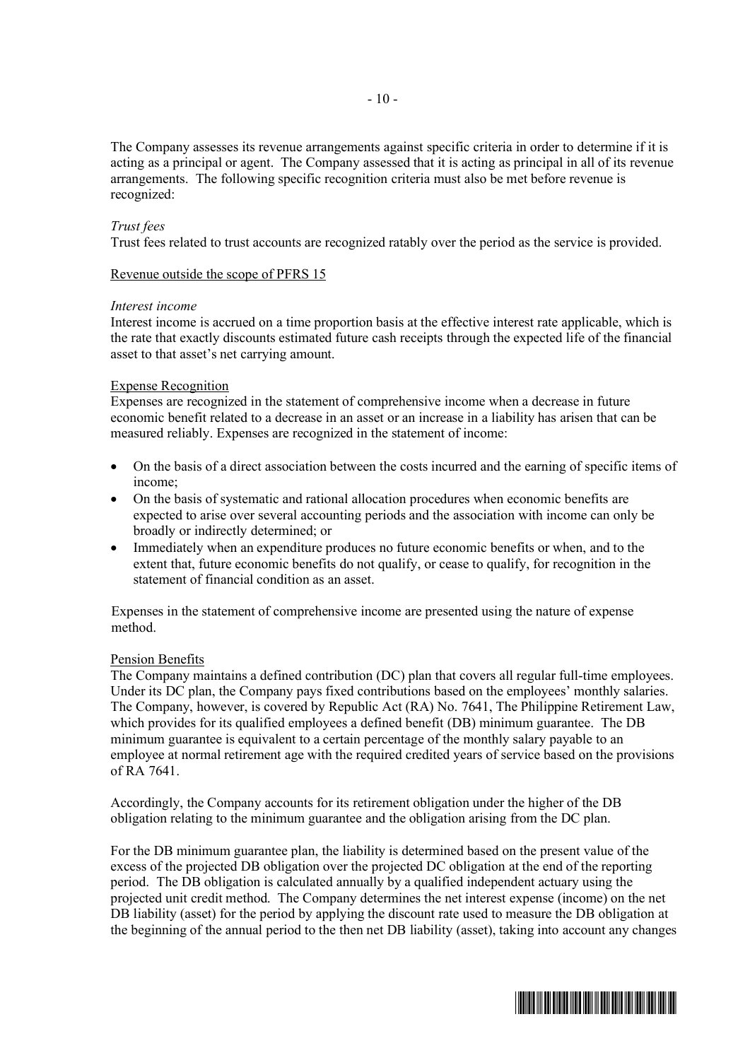The Company assesses its revenue arrangements against specific criteria in order to determine if it is acting as a principal or agent. The Company assessed that it is acting as principal in all of its revenue arrangements. The following specific recognition criteria must also be met before revenue is recognized:

*Trust fees*
Trust fees related to trust accounts are recognized ratably over the period as the service is provided.

Revenue outside the scope of PFRS 15

*Interest income*
Interest income is accrued on a time proportion basis at the effective interest rate applicable, which is the rate that exactly discounts estimated future cash receipts through the expected life of the financial asset to that asset's net carrying amount.

Expense Recognition
Expenses are recognized in the statement of comprehensive income when a decrease in future economic benefit related to a decrease in an asset or an increase in a liability has arisen that can be measured reliably. Expenses are recognized in the statement of income:

- On the basis of a direct association between the costs incurred and the earning of specific items of income;
- On the basis of systematic and rational allocation procedures when economic benefits are expected to arise over several accounting periods and the association with income can only be broadly or indirectly determined; or
- Immediately when an expenditure produces no future economic benefits or when, and to the extent that, future economic benefits do not qualify, or cease to qualify, for recognition in the statement of financial condition as an asset.

Expenses in the statement of comprehensive income are presented using the nature of expense method.

Pension Benefits
The Company maintains a defined contribution (DC) plan that covers all regular full-time employees. Under its DC plan, the Company pays fixed contributions based on the employees' monthly salaries. The Company, however, is covered by Republic Act (RA) No. 7641, The Philippine Retirement Law, which provides for its qualified employees a defined benefit (DB) minimum guarantee. The DB minimum guarantee is equivalent to a certain percentage of the monthly salary payable to an employee at normal retirement age with the required credited years of service based on the provisions of RA 7641.

Accordingly, the Company accounts for its retirement obligation under the higher of the DB obligation relating to the minimum guarantee and the obligation arising from the DC plan.

For the DB minimum guarantee plan, the liability is determined based on the present value of the excess of the projected DB obligation over the projected DC obligation at the end of the reporting period. The DB obligation is calculated annually by a qualified independent actuary using the projected unit credit method. The Company determines the net interest expense (income) on the net DB liability (asset) for the period by applying the discount rate used to measure the DB obligation at the beginning of the annual period to the then net DB liability (asset), taking into account any changes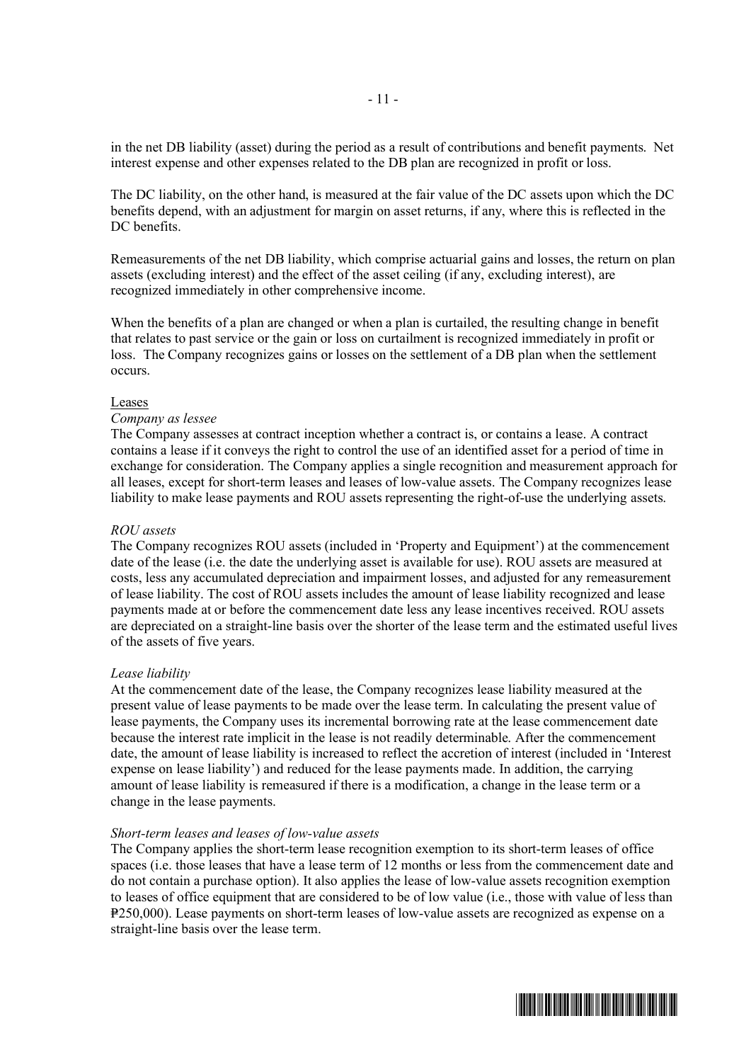in the net DB liability (asset) during the period as a result of contributions and benefit payments. Net interest expense and other expenses related to the DB plan are recognized in profit or loss.

The DC liability, on the other hand, is measured at the fair value of the DC assets upon which the DC benefits depend, with an adjustment for margin on asset returns, if any, where this is reflected in the DC benefits.

Remeasurements of the net DB liability, which comprise actuarial gains and losses, the return on plan assets (excluding interest) and the effect of the asset ceiling (if any, excluding interest), are recognized immediately in other comprehensive income.

When the benefits of a plan are changed or when a plan is curtailed, the resulting change in benefit that relates to past service or the gain or loss on curtailment is recognized immediately in profit or loss. The Company recognizes gains or losses on the settlement of a DB plan when the settlement occurs.

Leases

*Company as lessee*

The Company assesses at contract inception whether a contract is, or contains a lease. A contract contains a lease if it conveys the right to control the use of an identified asset for a period of time in exchange for consideration. The Company applies a single recognition and measurement approach for all leases, except for short-term leases and leases of low-value assets. The Company recognizes lease liability to make lease payments and ROU assets representing the right-of-use the underlying assets.

*ROU assets*

The Company recognizes ROU assets (included in 'Property and Equipment') at the commencement date of the lease (i.e. the date the underlying asset is available for use). ROU assets are measured at costs, less any accumulated depreciation and impairment losses, and adjusted for any remeasurement of lease liability. The cost of ROU assets includes the amount of lease liability recognized and lease payments made at or before the commencement date less any lease incentives received. ROU assets are depreciated on a straight-line basis over the shorter of the lease term and the estimated useful lives of the assets of five years.

*Lease liability*

At the commencement date of the lease, the Company recognizes lease liability measured at the present value of lease payments to be made over the lease term. In calculating the present value of lease payments, the Company uses its incremental borrowing rate at the lease commencement date because the interest rate implicit in the lease is not readily determinable. After the commencement date, the amount of lease liability is increased to reflect the accretion of interest (included in 'Interest expense on lease liability') and reduced for the lease payments made. In addition, the carrying amount of lease liability is remeasured if there is a modification, a change in the lease term or a change in the lease payments.

*Short-term leases and leases of low-value assets*

The Company applies the short-term lease recognition exemption to its short-term leases of office spaces (i.e. those leases that have a lease term of 12 months or less from the commencement date and do not contain a purchase option). It also applies the lease of low-value assets recognition exemption to leases of office equipment that are considered to be of low value (i.e., those with value of less than ₱250,000). Lease payments on short-term leases of low-value assets are recognized as expense on a straight-line basis over the lease term.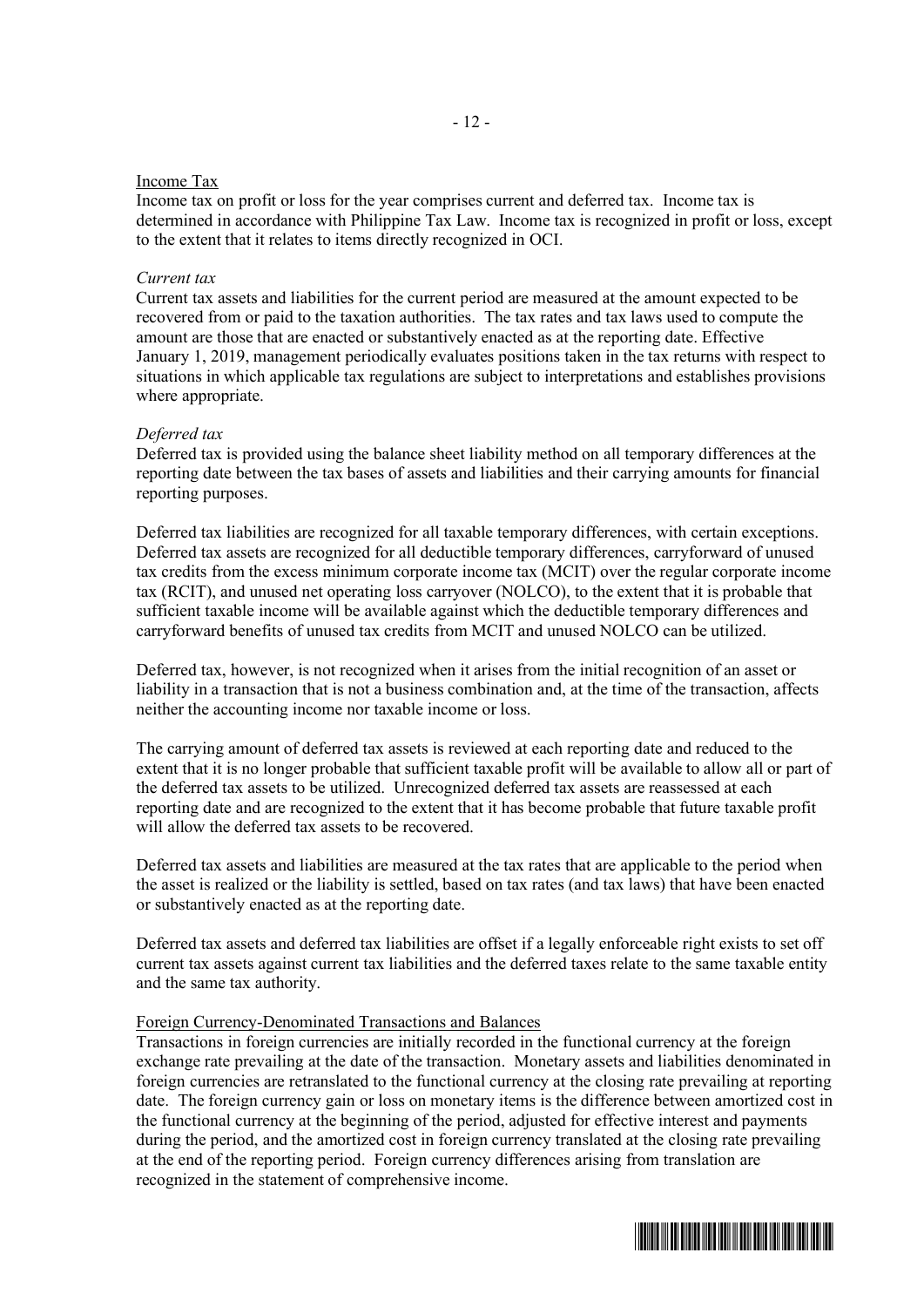Income Tax

Income tax on profit or loss for the year comprises current and deferred tax. Income tax is determined in accordance with Philippine Tax Law. Income tax is recognized in profit or loss, except to the extent that it relates to items directly recognized in OCI.

*Current tax*

Current tax assets and liabilities for the current period are measured at the amount expected to be recovered from or paid to the taxation authorities. The tax rates and tax laws used to compute the amount are those that are enacted or substantively enacted as at the reporting date. Effective January 1, 2019, management periodically evaluates positions taken in the tax returns with respect to situations in which applicable tax regulations are subject to interpretations and establishes provisions where appropriate.

*Deferred tax*

Deferred tax is provided using the balance sheet liability method on all temporary differences at the reporting date between the tax bases of assets and liabilities and their carrying amounts for financial reporting purposes.

Deferred tax liabilities are recognized for all taxable temporary differences, with certain exceptions. Deferred tax assets are recognized for all deductible temporary differences, carryforward of unused tax credits from the excess minimum corporate income tax (MCIT) over the regular corporate income tax (RCIT), and unused net operating loss carryover (NOLCO), to the extent that it is probable that sufficient taxable income will be available against which the deductible temporary differences and carryforward benefits of unused tax credits from MCIT and unused NOLCO can be utilized.

Deferred tax, however, is not recognized when it arises from the initial recognition of an asset or liability in a transaction that is not a business combination and, at the time of the transaction, affects neither the accounting income nor taxable income or loss.

The carrying amount of deferred tax assets is reviewed at each reporting date and reduced to the extent that it is no longer probable that sufficient taxable profit will be available to allow all or part of the deferred tax assets to be utilized. Unrecognized deferred tax assets are reassessed at each reporting date and are recognized to the extent that it has become probable that future taxable profit will allow the deferred tax assets to be recovered.

Deferred tax assets and liabilities are measured at the tax rates that are applicable to the period when the asset is realized or the liability is settled, based on tax rates (and tax laws) that have been enacted or substantively enacted as at the reporting date.

Deferred tax assets and deferred tax liabilities are offset if a legally enforceable right exists to set off current tax assets against current tax liabilities and the deferred taxes relate to the same taxable entity and the same tax authority.

Foreign Currency-Denominated Transactions and Balances

Transactions in foreign currencies are initially recorded in the functional currency at the foreign exchange rate prevailing at the date of the transaction. Monetary assets and liabilities denominated in foreign currencies are retranslated to the functional currency at the closing rate prevailing at reporting date. The foreign currency gain or loss on monetary items is the difference between amortized cost in the functional currency at the beginning of the period, adjusted for effective interest and payments during the period, and the amortized cost in foreign currency translated at the closing rate prevailing at the end of the reporting period. Foreign currency differences arising from translation are recognized in the statement of comprehensive income.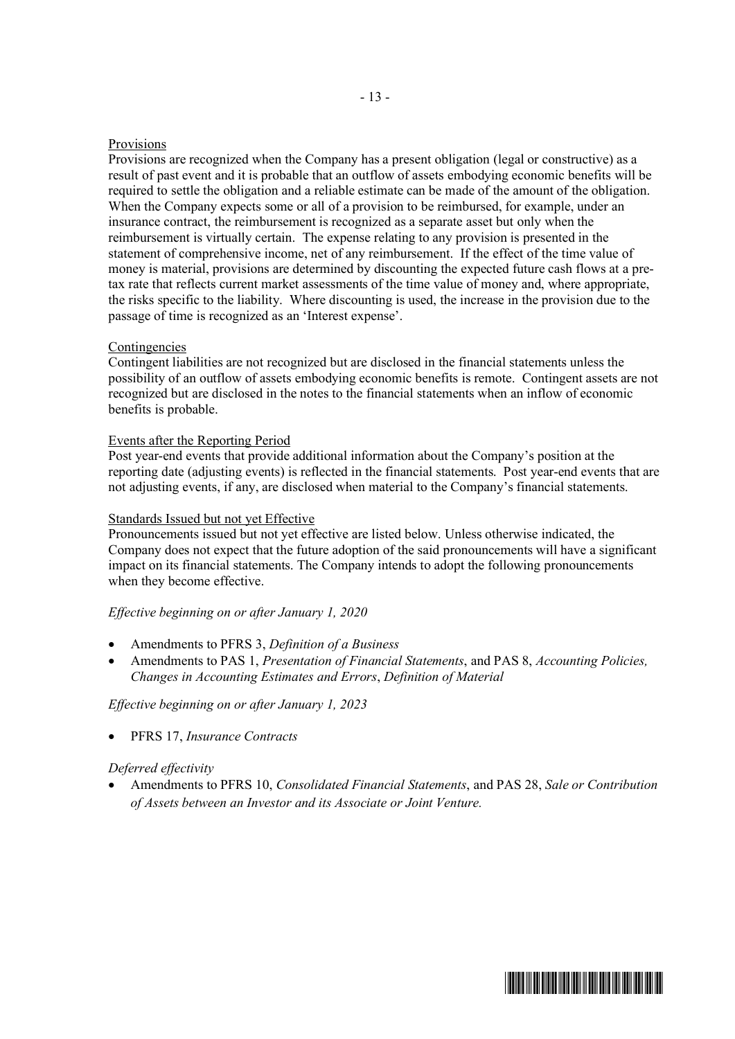Provisions

Provisions are recognized when the Company has a present obligation (legal or constructive) as a result of past event and it is probable that an outflow of assets embodying economic benefits will be required to settle the obligation and a reliable estimate can be made of the amount of the obligation. When the Company expects some or all of a provision to be reimbursed, for example, under an insurance contract, the reimbursement is recognized as a separate asset but only when the reimbursement is virtually certain. The expense relating to any provision is presented in the statement of comprehensive income, net of any reimbursement. If the effect of the time value of money is material, provisions are determined by discounting the expected future cash flows at a pre-tax rate that reflects current market assessments of the time value of money and, where appropriate, the risks specific to the liability. Where discounting is used, the increase in the provision due to the passage of time is recognized as an 'Interest expense'.

Contingencies

Contingent liabilities are not recognized but are disclosed in the financial statements unless the possibility of an outflow of assets embodying economic benefits is remote. Contingent assets are not recognized but are disclosed in the notes to the financial statements when an inflow of economic benefits is probable.

Events after the Reporting Period

Post year-end events that provide additional information about the Company's position at the reporting date (adjusting events) is reflected in the financial statements. Post year-end events that are not adjusting events, if any, are disclosed when material to the Company's financial statements.

Standards Issued but not yet Effective

Pronouncements issued but not yet effective are listed below. Unless otherwise indicated, the Company does not expect that the future adoption of the said pronouncements will have a significant impact on its financial statements. The Company intends to adopt the following pronouncements when they become effective.

*Effective beginning on or after January 1, 2020*

- Amendments to PFRS 3, *Definition of a Business*
- Amendments to PAS 1, *Presentation of Financial Statements*, and PAS 8, *Accounting Policies, Changes in Accounting Estimates and Errors*, *Definition of Material*

*Effective beginning on or after January 1, 2023*

- PFRS 17, *Insurance Contracts*

*Deferred effectivity*

- Amendments to PFRS 10, *Consolidated Financial Statements*, and PAS 28, *Sale or Contribution of Assets between an Investor and its Associate or Joint Venture.*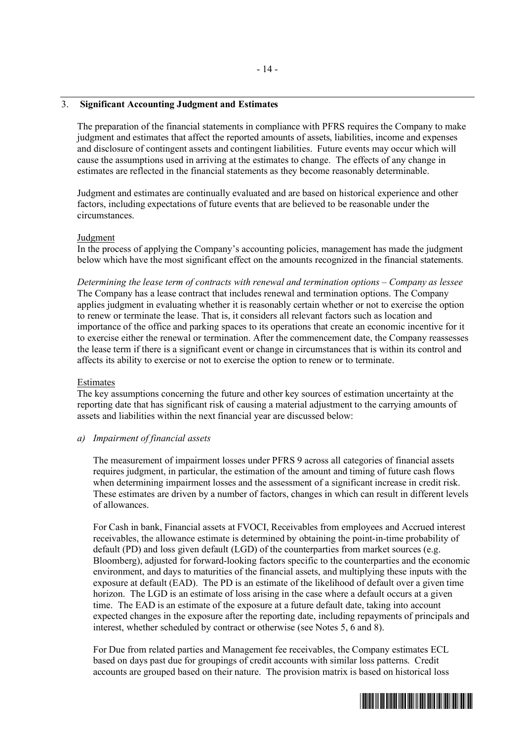## 3. **Significant Accounting Judgment and Estimates**

The preparation of the financial statements in compliance with PFRS requires the Company to make judgment and estimates that affect the reported amounts of assets, liabilities, income and expenses and disclosure of contingent assets and contingent liabilities. Future events may occur which will cause the assumptions used in arriving at the estimates to change. The effects of any change in estimates are reflected in the financial statements as they become reasonably determinable.

Judgment and estimates are continually evaluated and are based on historical experience and other factors, including expectations of future events that are believed to be reasonable under the circumstances.

### Judgment

In the process of applying the Company's accounting policies, management has made the judgment below which have the most significant effect on the amounts recognized in the financial statements.

*Determining the lease term of contracts with renewal and termination options – Company as lessee*
The Company has a lease contract that includes renewal and termination options. The Company applies judgment in evaluating whether it is reasonably certain whether or not to exercise the option to renew or terminate the lease. That is, it considers all relevant factors such as location and importance of the office and parking spaces to its operations that create an economic incentive for it to exercise either the renewal or termination. After the commencement date, the Company reassesses the lease term if there is a significant event or change in circumstances that is within its control and affects its ability to exercise or not to exercise the option to renew or to terminate.

### Estimates

The key assumptions concerning the future and other key sources of estimation uncertainty at the reporting date that has significant risk of causing a material adjustment to the carrying amounts of assets and liabilities within the next financial year are discussed below:

*a) Impairment of financial assets*

The measurement of impairment losses under PFRS 9 across all categories of financial assets requires judgment, in particular, the estimation of the amount and timing of future cash flows when determining impairment losses and the assessment of a significant increase in credit risk. These estimates are driven by a number of factors, changes in which can result in different levels of allowances.

For Cash in bank, Financial assets at FVOCI, Receivables from employees and Accrued interest receivables, the allowance estimate is determined by obtaining the point-in-time probability of default (PD) and loss given default (LGD) of the counterparties from market sources (e.g. Bloomberg), adjusted for forward-looking factors specific to the counterparties and the economic environment, and days to maturities of the financial assets, and multiplying these inputs with the exposure at default (EAD). The PD is an estimate of the likelihood of default over a given time horizon. The LGD is an estimate of loss arising in the case where a default occurs at a given time. The EAD is an estimate of the exposure at a future default date, taking into account expected changes in the exposure after the reporting date, including repayments of principals and interest, whether scheduled by contract or otherwise (see Notes 5, 6 and 8).

For Due from related parties and Management fee receivables, the Company estimates ECL based on days past due for groupings of credit accounts with similar loss patterns. Credit accounts are grouped based on their nature. The provision matrix is based on historical loss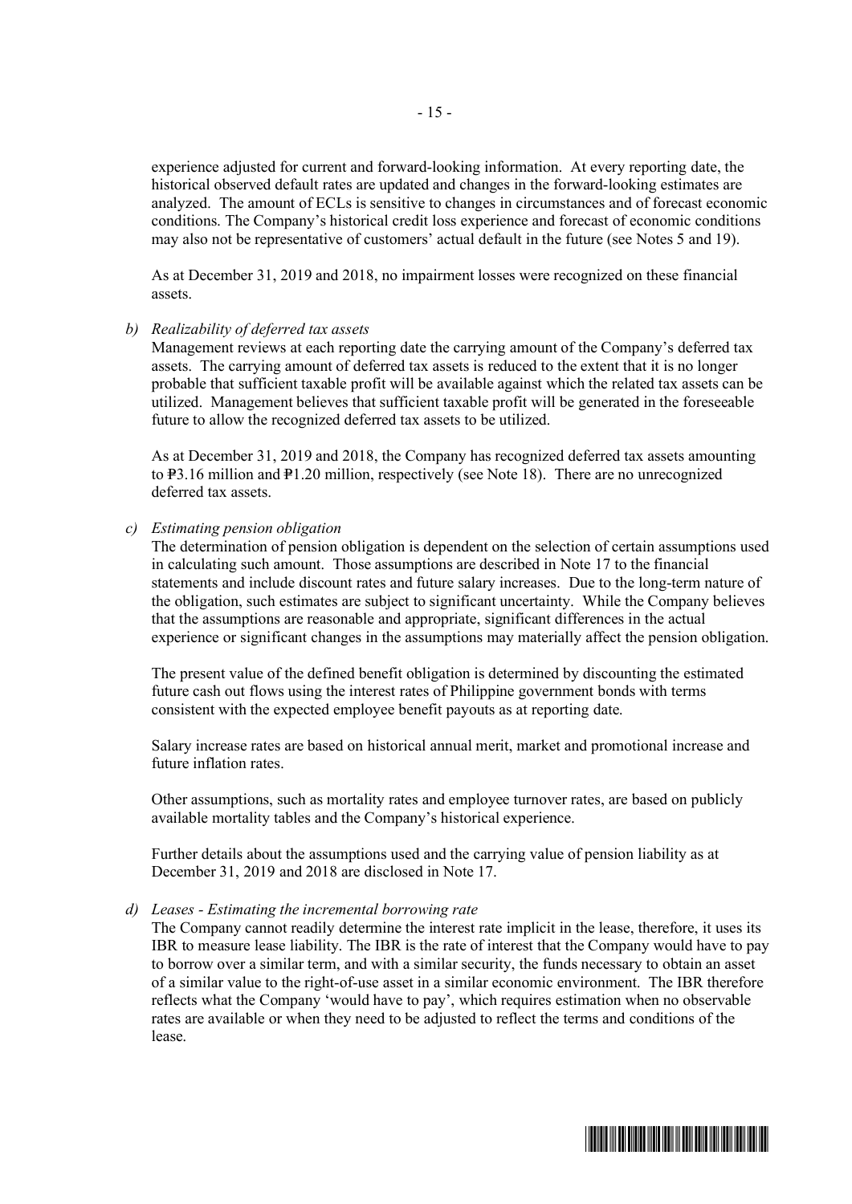experience adjusted for current and forward-looking information. At every reporting date, the historical observed default rates are updated and changes in the forward-looking estimates are analyzed. The amount of ECLs is sensitive to changes in circumstances and of forecast economic conditions. The Company's historical credit loss experience and forecast of economic conditions may also not be representative of customers' actual default in the future (see Notes 5 and 19).

As at December 31, 2019 and 2018, no impairment losses were recognized on these financial assets.

*b) Realizability of deferred tax assets*

Management reviews at each reporting date the carrying amount of the Company's deferred tax assets. The carrying amount of deferred tax assets is reduced to the extent that it is no longer probable that sufficient taxable profit will be available against which the related tax assets can be utilized. Management believes that sufficient taxable profit will be generated in the foreseeable future to allow the recognized deferred tax assets to be utilized.

As at December 31, 2019 and 2018, the Company has recognized deferred tax assets amounting to ₱3.16 million and ₱1.20 million, respectively (see Note 18). There are no unrecognized deferred tax assets.

*c) Estimating pension obligation*

The determination of pension obligation is dependent on the selection of certain assumptions used in calculating such amount. Those assumptions are described in Note 17 to the financial statements and include discount rates and future salary increases. Due to the long-term nature of the obligation, such estimates are subject to significant uncertainty. While the Company believes that the assumptions are reasonable and appropriate, significant differences in the actual experience or significant changes in the assumptions may materially affect the pension obligation.

The present value of the defined benefit obligation is determined by discounting the estimated future cash out flows using the interest rates of Philippine government bonds with terms consistent with the expected employee benefit payouts as at reporting date.

Salary increase rates are based on historical annual merit, market and promotional increase and future inflation rates.

Other assumptions, such as mortality rates and employee turnover rates, are based on publicly available mortality tables and the Company's historical experience.

Further details about the assumptions used and the carrying value of pension liability as at December 31, 2019 and 2018 are disclosed in Note 17.

*d) Leases - Estimating the incremental borrowing rate*

The Company cannot readily determine the interest rate implicit in the lease, therefore, it uses its IBR to measure lease liability. The IBR is the rate of interest that the Company would have to pay to borrow over a similar term, and with a similar security, the funds necessary to obtain an asset of a similar value to the right-of-use asset in a similar economic environment. The IBR therefore reflects what the Company 'would have to pay', which requires estimation when no observable rates are available or when they need to be adjusted to reflect the terms and conditions of the lease.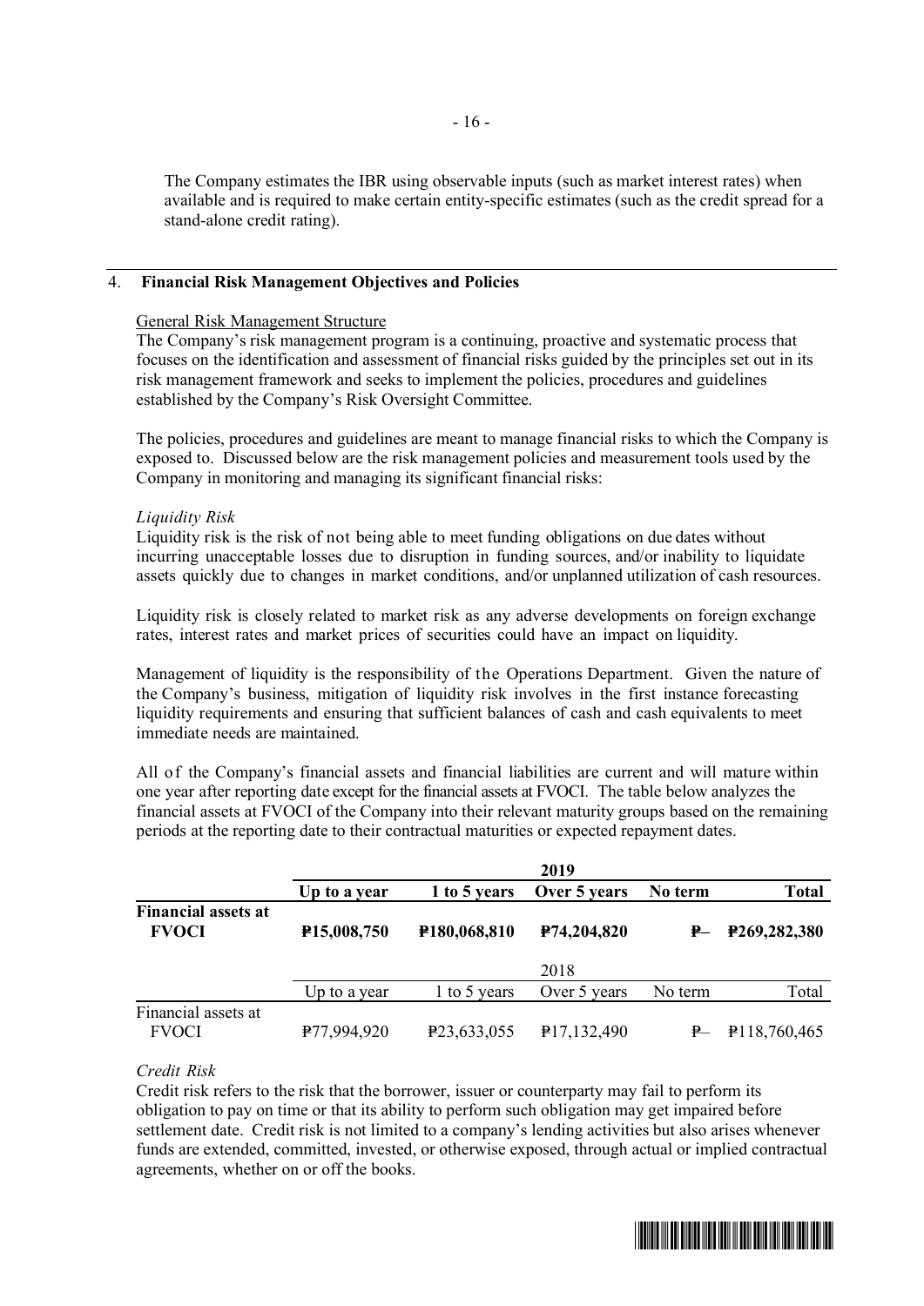The Company estimates the IBR using observable inputs (such as market interest rates) when available and is required to make certain entity-specific estimates (such as the credit spread for a stand-alone credit rating).

## 4. Financial Risk Management Objectives and Policies

General Risk Management Structure

The Company's risk management program is a continuing, proactive and systematic process that focuses on the identification and assessment of financial risks guided by the principles set out in its risk management framework and seeks to implement the policies, procedures and guidelines established by the Company's Risk Oversight Committee.

The policies, procedures and guidelines are meant to manage financial risks to which the Company is exposed to. Discussed below are the risk management policies and measurement tools used by the Company in monitoring and managing its significant financial risks:

*Liquidity Risk*

Liquidity risk is the risk of not being able to meet funding obligations on due dates without incurring unacceptable losses due to disruption in funding sources, and/or inability to liquidate assets quickly due to changes in market conditions, and/or unplanned utilization of cash resources.

Liquidity risk is closely related to market risk as any adverse developments on foreign exchange rates, interest rates and market prices of securities could have an impact on liquidity.

Management of liquidity is the responsibility of the Operations Department. Given the nature of the Company's business, mitigation of liquidity risk involves in the first instance forecasting liquidity requirements and ensuring that sufficient balances of cash and cash equivalents to meet immediate needs are maintained.

All of the Company's financial assets and financial liabilities are current and will mature within one year after reporting date except for the financial assets at FVOCI. The table below analyzes the financial assets at FVOCI of the Company into their relevant maturity groups based on the remaining periods at the reporting date to their contractual maturities or expected repayment dates.

| | **2019** | | | | |
|---|---|---|---|---|---|
| | **Up to a year** | **1 to 5 years** | **Over 5 years** | **No term** | **Total** |
| **Financial assets at FVOCI** | **₱15,008,750** | **₱180,068,810** | **₱74,204,820** | **₱–** | **₱269,282,380** |
| | 2018 | | | | |
| | Up to a year | 1 to 5 years | Over 5 years | No term | Total |
| Financial assets at FVOCI | ₱77,994,920 | ₱23,633,055 | ₱17,132,490 | ₱– | ₱118,760,465 |

*Credit Risk*

Credit risk refers to the risk that the borrower, issuer or counterparty may fail to perform its obligation to pay on time or that its ability to perform such obligation may get impaired before settlement date. Credit risk is not limited to a company's lending activities but also arises whenever funds are extended, committed, invested, or otherwise exposed, through actual or implied contractual agreements, whether on or off the books.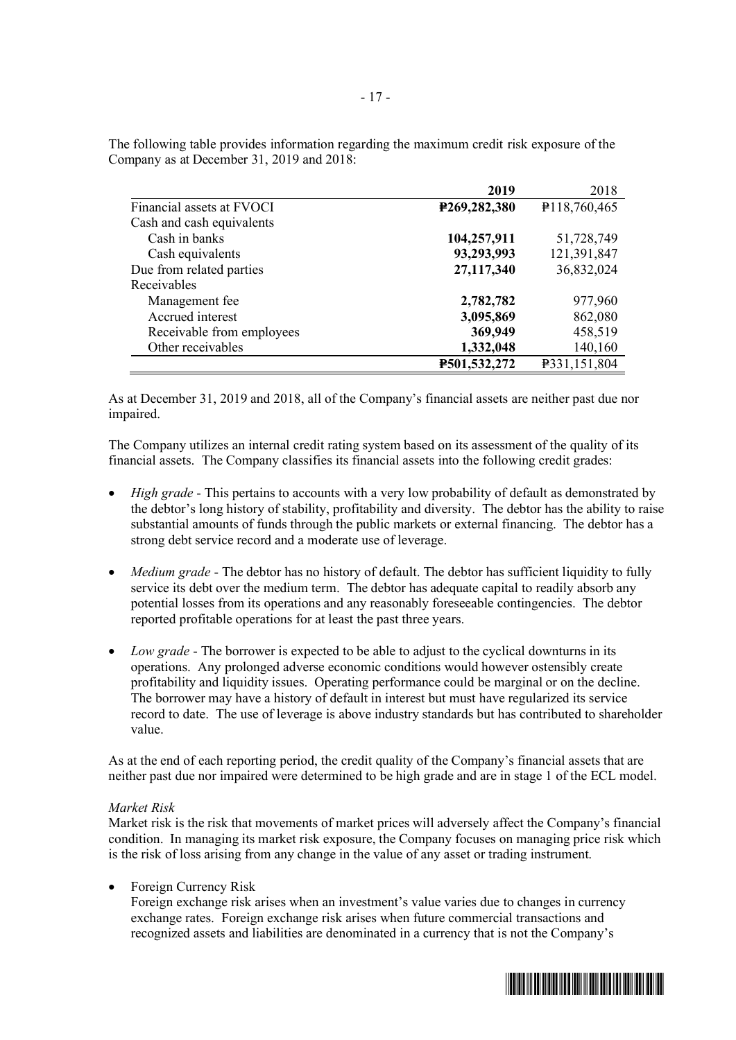The following table provides information regarding the maximum credit risk exposure of the Company as at December 31, 2019 and 2018:

| | **2019** | 2018 |
|---|---|---|
| Financial assets at FVOCI | **₱269,282,380** | ₱118,760,465 |
| Cash and cash equivalents | | |
| Cash in banks | **104,257,911** | 51,728,749 |
| Cash equivalents | **93,293,993** | 121,391,847 |
| Due from related parties | **27,117,340** | 36,832,024 |
| Receivables | | |
| Management fee | **2,782,782** | 977,960 |
| Accrued interest | **3,095,869** | 862,080 |
| Receivable from employees | **369,949** | 458,519 |
| Other receivables | **1,332,048** | 140,160 |
| | **₱501,532,272** | ₱331,151,804 |

As at December 31, 2019 and 2018, all of the Company's financial assets are neither past due nor impaired.

The Company utilizes an internal credit rating system based on its assessment of the quality of its financial assets. The Company classifies its financial assets into the following credit grades:

- *High grade* - This pertains to accounts with a very low probability of default as demonstrated by the debtor's long history of stability, profitability and diversity. The debtor has the ability to raise substantial amounts of funds through the public markets or external financing. The debtor has a strong debt service record and a moderate use of leverage.
- *Medium grade* - The debtor has no history of default. The debtor has sufficient liquidity to fully service its debt over the medium term. The debtor has adequate capital to readily absorb any potential losses from its operations and any reasonably foreseeable contingencies. The debtor reported profitable operations for at least the past three years.
- *Low grade* - The borrower is expected to be able to adjust to the cyclical downturns in its operations. Any prolonged adverse economic conditions would however ostensibly create profitability and liquidity issues. Operating performance could be marginal or on the decline. The borrower may have a history of default in interest but must have regularized its service record to date. The use of leverage is above industry standards but has contributed to shareholder value.

As at the end of each reporting period, the credit quality of the Company's financial assets that are neither past due nor impaired were determined to be high grade and are in stage 1 of the ECL model.

*Market Risk*

Market risk is the risk that movements of market prices will adversely affect the Company's financial condition. In managing its market risk exposure, the Company focuses on managing price risk which is the risk of loss arising from any change in the value of any asset or trading instrument.

- Foreign Currency Risk
  Foreign exchange risk arises when an investment's value varies due to changes in currency exchange rates. Foreign exchange risk arises when future commercial transactions and recognized assets and liabilities are denominated in a currency that is not the Company's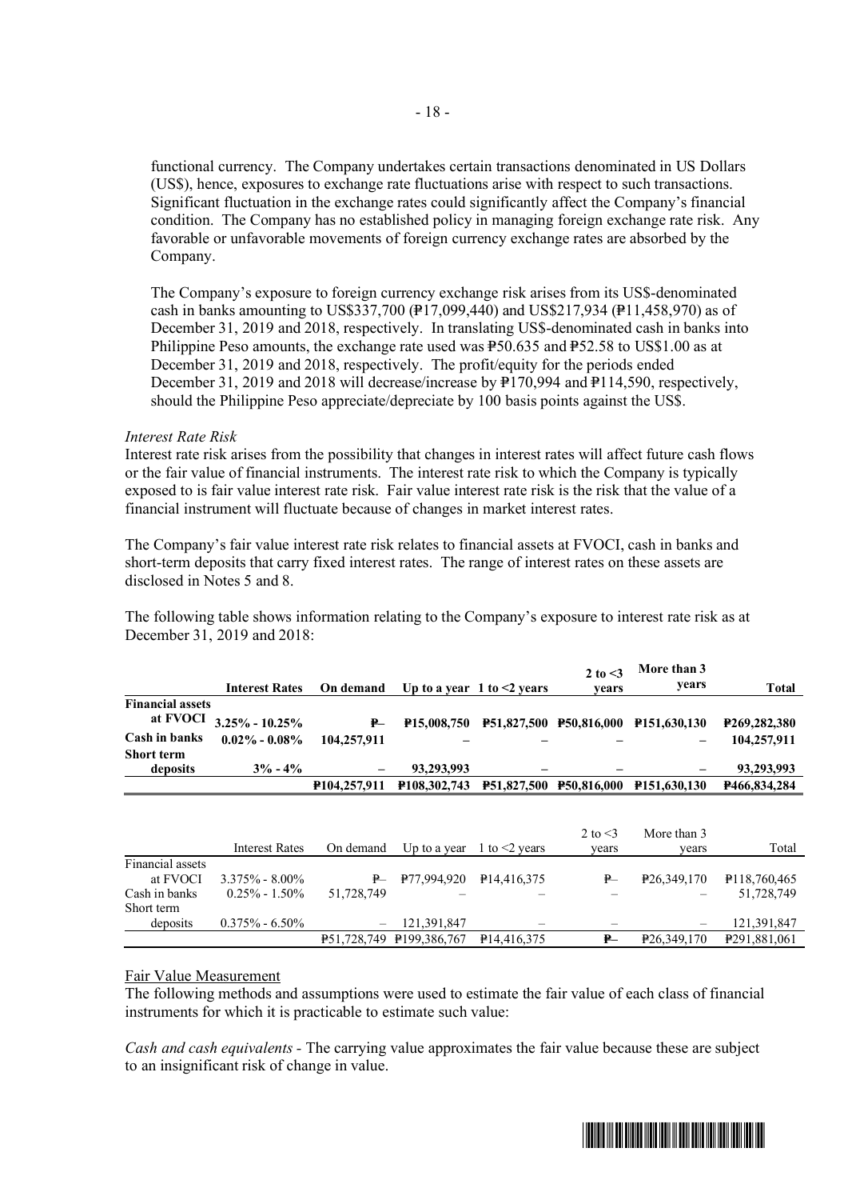functional currency. The Company undertakes certain transactions denominated in US Dollars (US$), hence, exposures to exchange rate fluctuations arise with respect to such transactions. Significant fluctuation in the exchange rates could significantly affect the Company's financial condition. The Company has no established policy in managing foreign exchange rate risk. Any favorable or unfavorable movements of foreign currency exchange rates are absorbed by the Company.

The Company's exposure to foreign currency exchange risk arises from its US$-denominated cash in banks amounting to US$337,700 (₱17,099,440) and US$217,934 (₱11,458,970) as of December 31, 2019 and 2018, respectively. In translating US$-denominated cash in banks into Philippine Peso amounts, the exchange rate used was ₱50.635 and ₱52.58 to US$1.00 as at December 31, 2019 and 2018, respectively. The profit/equity for the periods ended December 31, 2019 and 2018 will decrease/increase by ₱170,994 and ₱114,590, respectively, should the Philippine Peso appreciate/depreciate by 100 basis points against the US$.

*Interest Rate Risk*
Interest rate risk arises from the possibility that changes in interest rates will affect future cash flows or the fair value of financial instruments. The interest rate risk to which the Company is typically exposed to is fair value interest rate risk. Fair value interest rate risk is the risk that the value of a financial instrument will fluctuate because of changes in market interest rates.

The Company's fair value interest rate risk relates to financial assets at FVOCI, cash in banks and short-term deposits that carry fixed interest rates. The range of interest rates on these assets are disclosed in Notes 5 and 8.

The following table shows information relating to the Company's exposure to interest rate risk as at December 31, 2019 and 2018:

| | **Interest Rates** | **On demand** | **Up to a year** | **1 to <2 years** | **2 to <3 years** | **More than 3 years** | **Total** |
|---|---|---|---|---|---|---|---|
| **Financial assets at FVOCI** | **3.25% - 10.25%** | **₱–** | **₱15,008,750** | **₱51,827,500** | **₱50,816,000** | **₱151,630,130** | **₱269,282,380** |
| **Cash in banks** | **0.02% - 0.08%** | **104,257,911** | **–** | **–** | **–** | **–** | **104,257,911** |
| **Short term deposits** | **3% - 4%** | **–** | **93,293,993** | **–** | **–** | **–** | **93,293,993** |
| | | **₱104,257,911** | **₱108,302,743** | **₱51,827,500** | **₱50,816,000** | **₱151,630,130** | **₱466,834,284** |

| | Interest Rates | On demand | Up to a year | 1 to <2 years | 2 to <3 years | More than 3 years | Total |
|---|---|---|---|---|---|---|---|
| Financial assets at FVOCI | 3.375% - 8.00% | ₱– | ₱77,994,920 | ₱14,416,375 | ₱– | ₱26,349,170 | ₱118,760,465 |
| Cash in banks | 0.25% - 1.50% | 51,728,749 | – | – | – | – | 51,728,749 |
| Short term deposits | 0.375% - 6.50% | – | 121,391,847 | – | – | – | 121,391,847 |
| | | ₱51,728,749 | ₱199,386,767 | ₱14,416,375 | ₱– | ₱26,349,170 | ₱291,881,061 |

Fair Value Measurement
The following methods and assumptions were used to estimate the fair value of each class of financial instruments for which it is practicable to estimate such value:

*Cash and cash equivalents* - The carrying value approximates the fair value because these are subject to an insignificant risk of change in value.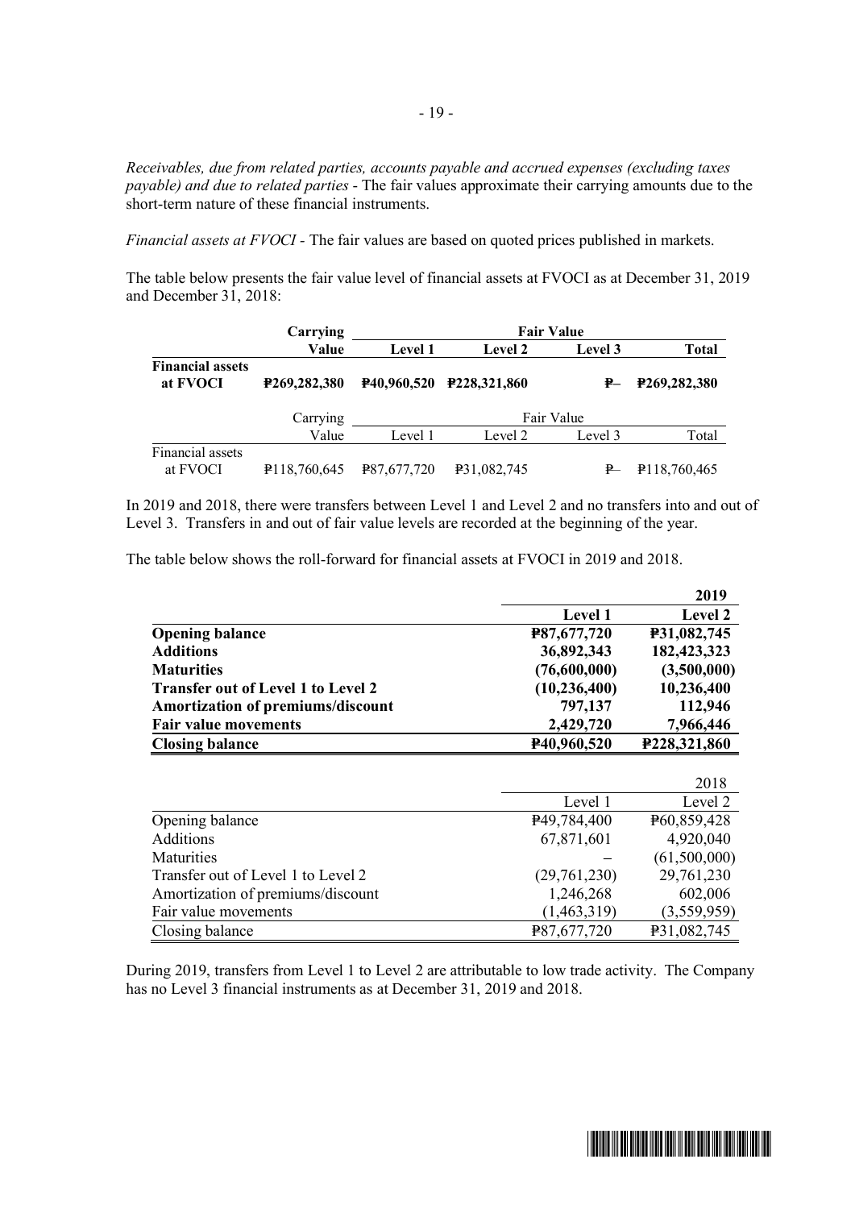*Receivables, due from related parties, accounts payable and accrued expenses (excluding taxes payable) and due to related parties* - The fair values approximate their carrying amounts due to the short-term nature of these financial instruments.

*Financial assets at FVOCI* - The fair values are based on quoted prices published in markets.

The table below presents the fair value level of financial assets at FVOCI as at December 31, 2019 and December 31, 2018:

| | **Carrying** | **Fair Value** | | | |
|---|---|---|---|---|---|
| | **Value** | **Level 1** | **Level 2** | **Level 3** | **Total** |
| **Financial assets at FVOCI** | **₱269,282,380** | **₱40,960,520** | **₱228,321,860** | **₱–** | **₱269,282,380** |

| | Carrying | Fair Value | | | |
|---|---|---|---|---|---|
| | Value | Level 1 | Level 2 | Level 3 | Total |
| Financial assets at FVOCI | ₱118,760,645 | ₱87,677,720 | ₱31,082,745 | ₱– | ₱118,760,465 |

In 2019 and 2018, there were transfers between Level 1 and Level 2 and no transfers into and out of Level 3. Transfers in and out of fair value levels are recorded at the beginning of the year.

The table below shows the roll-forward for financial assets at FVOCI in 2019 and 2018.

| | | **2019** |
|---|---|---|
| | **Level 1** | **Level 2** |
| **Opening balance** | **₱87,677,720** | **₱31,082,745** |
| **Additions** | **36,892,343** | **182,423,323** |
| **Maturities** | **(76,600,000)** | **(3,500,000)** |
| **Transfer out of Level 1 to Level 2** | **(10,236,400)** | **10,236,400** |
| **Amortization of premiums/discount** | **797,137** | **112,946** |
| **Fair value movements** | **2,429,720** | **7,966,446** |
| **Closing balance** | **₱40,960,520** | **₱228,321,860** |

| | | 2018 |
|---|---|---|
| | Level 1 | Level 2 |
| Opening balance | ₱49,784,400 | ₱60,859,428 |
| Additions | 67,871,601 | 4,920,040 |
| Maturities | – | (61,500,000) |
| Transfer out of Level 1 to Level 2 | (29,761,230) | 29,761,230 |
| Amortization of premiums/discount | 1,246,268 | 602,006 |
| Fair value movements | (1,463,319) | (3,559,959) |
| Closing balance | ₱87,677,720 | ₱31,082,745 |

During 2019, transfers from Level 1 to Level 2 are attributable to low trade activity. The Company has no Level 3 financial instruments as at December 31, 2019 and 2018.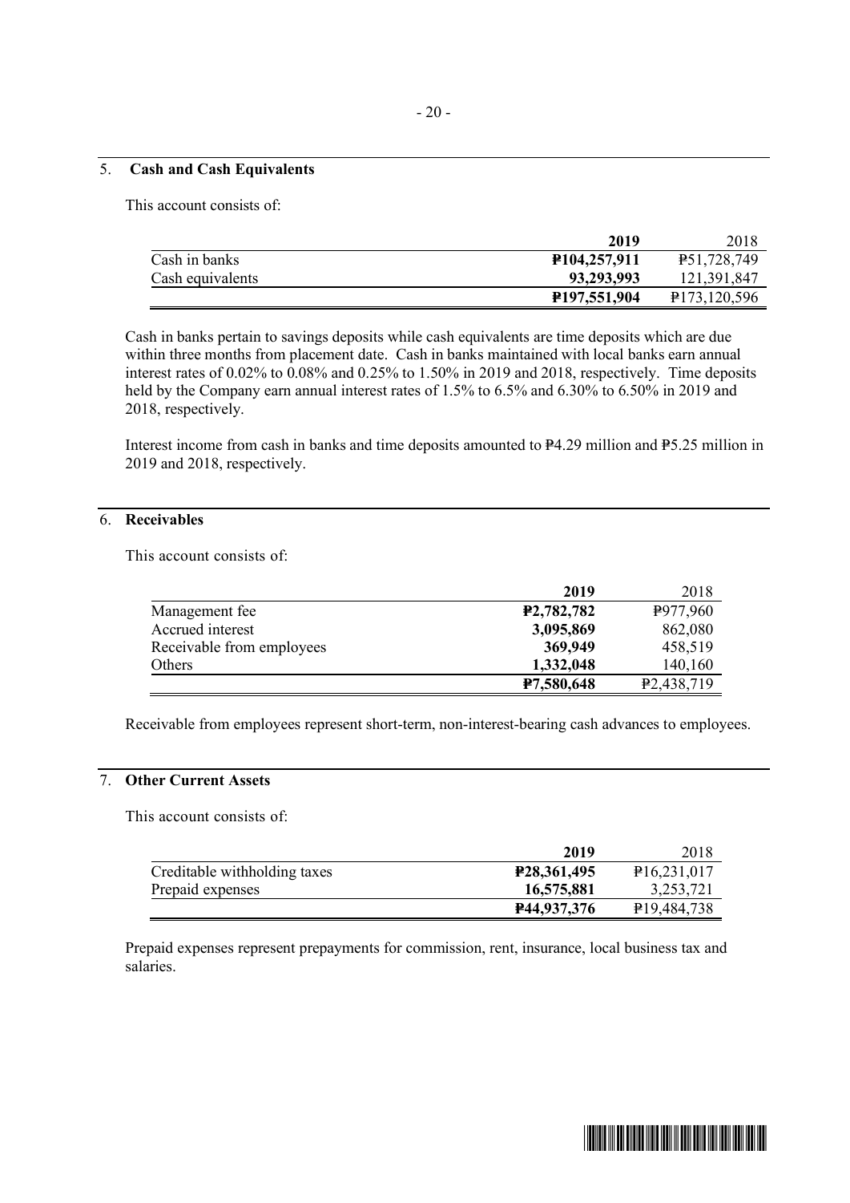## 5. Cash and Cash Equivalents

This account consists of:

| | 2019 | 2018 |
|---|---|---|
| Cash in banks | **₱104,257,911** | ₱51,728,749 |
| Cash equivalents | **93,293,993** | 121,391,847 |
| | **₱197,551,904** | ₱173,120,596 |

Cash in banks pertain to savings deposits while cash equivalents are time deposits which are due within three months from placement date. Cash in banks maintained with local banks earn annual interest rates of 0.02% to 0.08% and 0.25% to 1.50% in 2019 and 2018, respectively. Time deposits held by the Company earn annual interest rates of 1.5% to 6.5% and 6.30% to 6.50% in 2019 and 2018, respectively.

Interest income from cash in banks and time deposits amounted to ₱4.29 million and ₱5.25 million in 2019 and 2018, respectively.

## 6. Receivables

This account consists of:

| | 2019 | 2018 |
|---|---|---|
| Management fee | **₱2,782,782** | ₱977,960 |
| Accrued interest | **3,095,869** | 862,080 |
| Receivable from employees | **369,949** | 458,519 |
| Others | **1,332,048** | 140,160 |
| | **₱7,580,648** | ₱2,438,719 |

Receivable from employees represent short-term, non-interest-bearing cash advances to employees.

## 7. Other Current Assets

This account consists of:

| | 2019 | 2018 |
|---|---|---|
| Creditable withholding taxes | **₱28,361,495** | ₱16,231,017 |
| Prepaid expenses | **16,575,881** | 3,253,721 |
| | **₱44,937,376** | ₱19,484,738 |

Prepaid expenses represent prepayments for commission, rent, insurance, local business tax and salaries.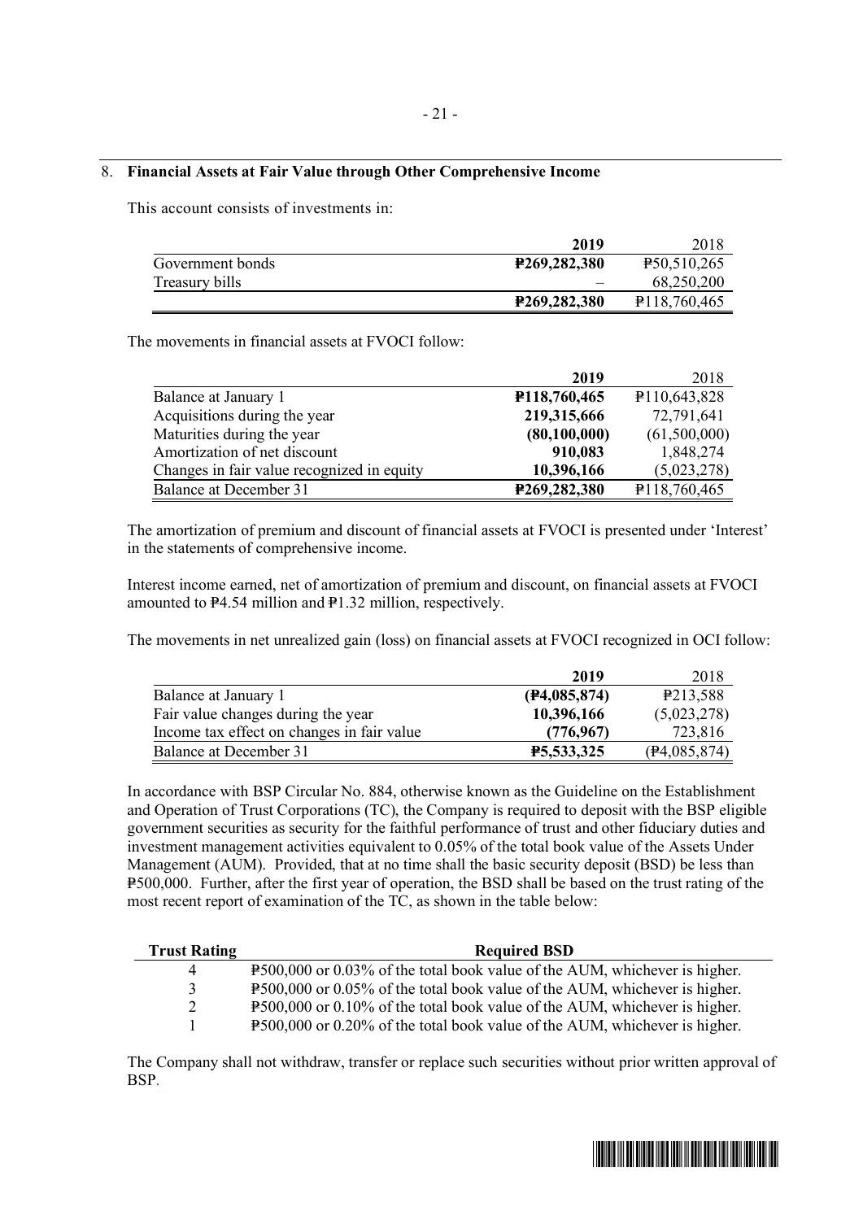## 8. Financial Assets at Fair Value through Other Comprehensive Income

This account consists of investments in:

| | 2019 | 2018 |
|---|---|---|
| Government bonds | **₱269,282,380** | ₱50,510,265 |
| Treasury bills | – | 68,250,200 |
| | **₱269,282,380** | ₱118,760,465 |

The movements in financial assets at FVOCI follow:

| | 2019 | 2018 |
|---|---|---|
| Balance at January 1 | **₱118,760,465** | ₱110,643,828 |
| Acquisitions during the year | **219,315,666** | 72,791,641 |
| Maturities during the year | **(80,100,000)** | (61,500,000) |
| Amortization of net discount | **910,083** | 1,848,274 |
| Changes in fair value recognized in equity | **10,396,166** | (5,023,278) |
| Balance at December 31 | **₱269,282,380** | ₱118,760,465 |

The amortization of premium and discount of financial assets at FVOCI is presented under 'Interest' in the statements of comprehensive income.

Interest income earned, net of amortization of premium and discount, on financial assets at FVOCI amounted to ₱4.54 million and ₱1.32 million, respectively.

The movements in net unrealized gain (loss) on financial assets at FVOCI recognized in OCI follow:

| | 2019 | 2018 |
|---|---|---|
| Balance at January 1 | **(₱4,085,874)** | ₱213,588 |
| Fair value changes during the year | **10,396,166** | (5,023,278) |
| Income tax effect on changes in fair value | **(776,967)** | 723,816 |
| Balance at December 31 | **₱5,533,325** | (₱4,085,874) |

In accordance with BSP Circular No. 884, otherwise known as the Guideline on the Establishment and Operation of Trust Corporations (TC), the Company is required to deposit with the BSP eligible government securities as security for the faithful performance of trust and other fiduciary duties and investment management activities equivalent to 0.05% of the total book value of the Assets Under Management (AUM). Provided, that at no time shall the basic security deposit (BSD) be less than ₱500,000. Further, after the first year of operation, the BSD shall be based on the trust rating of the most recent report of examination of the TC, as shown in the table below:

| Trust Rating | Required BSD |
|---|---|
| 4 | ₱500,000 or 0.03% of the total book value of the AUM, whichever is higher. |
| 3 | ₱500,000 or 0.05% of the total book value of the AUM, whichever is higher. |
| 2 | ₱500,000 or 0.10% of the total book value of the AUM, whichever is higher. |
| 1 | ₱500,000 or 0.20% of the total book value of the AUM, whichever is higher. |

The Company shall not withdraw, transfer or replace such securities without prior written approval of BSP.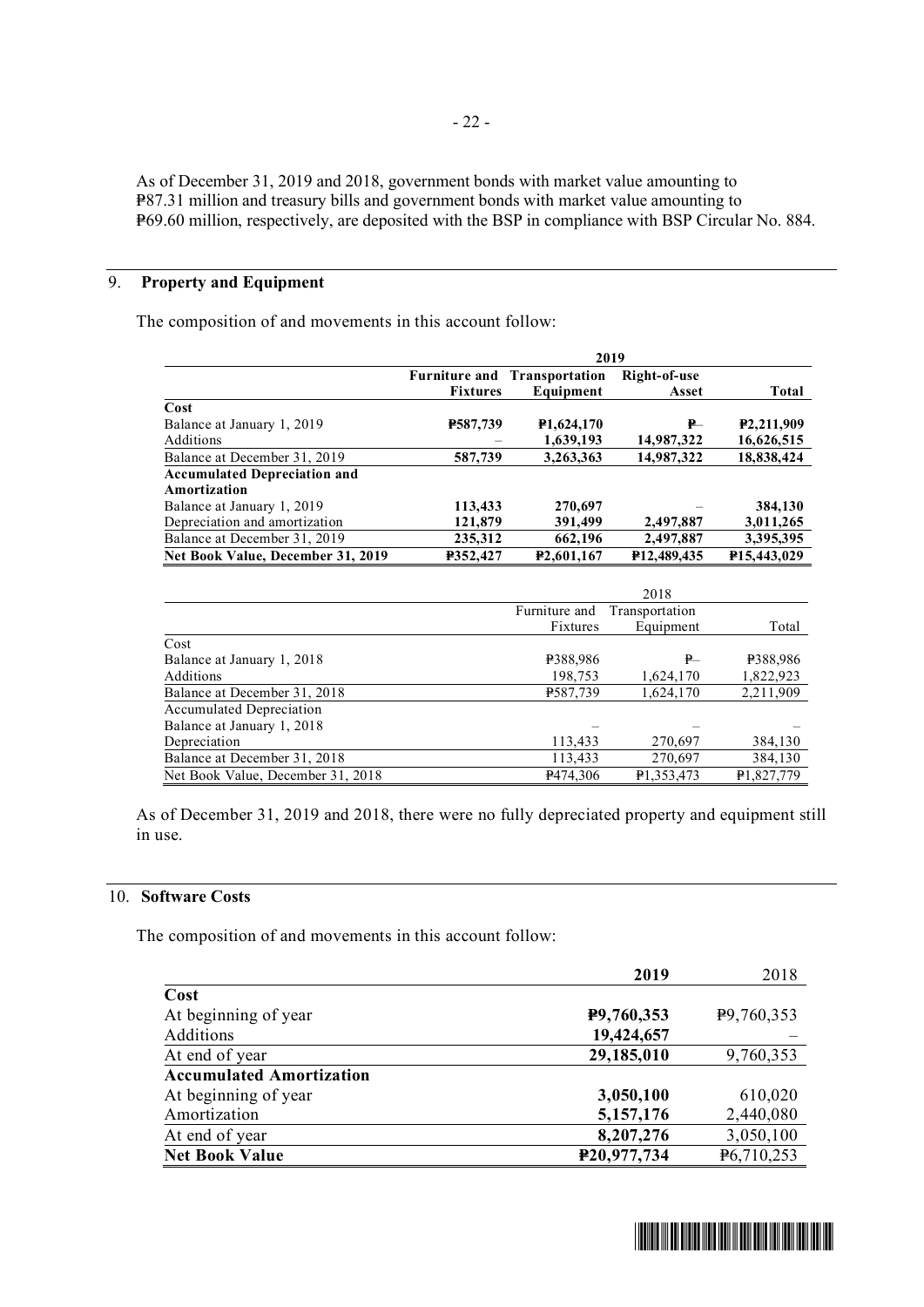As of December 31, 2019 and 2018, government bonds with market value amounting to ₱87.31 million and treasury bills and government bonds with market value amounting to ₱69.60 million, respectively, are deposited with the BSP in compliance with BSP Circular No. 884.

## 9. Property and Equipment

The composition of and movements in this account follow:

| | 2019 | | | |
|---|---|---|---|---|
| | **Furniture and Fixtures** | **Transportation Equipment** | **Right-of-use Asset** | **Total** |
| **Cost** | | | | |
| Balance at January 1, 2019 | **₱587,739** | **₱1,624,170** | **₱–** | **₱2,211,909** |
| Additions | – | **1,639,193** | **14,987,322** | **16,626,515** |
| Balance at December 31, 2019 | **587,739** | **3,263,363** | **14,987,322** | **18,838,424** |
| **Accumulated Depreciation and Amortization** | | | | |
| Balance at January 1, 2019 | **113,433** | **270,697** | – | **384,130** |
| Depreciation and amortization | **121,879** | **391,499** | **2,497,887** | **3,011,265** |
| Balance at December 31, 2019 | **235,312** | **662,196** | **2,497,887** | **3,395,395** |
| **Net Book Value, December 31, 2019** | **₱352,427** | **₱2,601,167** | **₱12,489,435** | **₱15,443,029** |

| | 2018 | | |
|---|---|---|---|
| | Furniture and Fixtures | Transportation Equipment | Total |
| Cost | | | |
| Balance at January 1, 2018 | ₱388,986 | ₱– | ₱388,986 |
| Additions | 198,753 | 1,624,170 | 1,822,923 |
| Balance at December 31, 2018 | ₱587,739 | 1,624,170 | 2,211,909 |
| Accumulated Depreciation | | | |
| Balance at January 1, 2018 | – | – | – |
| Depreciation | 113,433 | 270,697 | 384,130 |
| Balance at December 31, 2018 | 113,433 | 270,697 | 384,130 |
| Net Book Value, December 31, 2018 | ₱474,306 | ₱1,353,473 | ₱1,827,779 |

As of December 31, 2019 and 2018, there were no fully depreciated property and equipment still in use.

## 10. Software Costs

The composition of and movements in this account follow:

| | **2019** | 2018 |
|---|---|---|
| **Cost** | | |
| At beginning of year | **₱9,760,353** | ₱9,760,353 |
| Additions | **19,424,657** | – |
| At end of year | **29,185,010** | 9,760,353 |
| **Accumulated Amortization** | | |
| At beginning of year | **3,050,100** | 610,020 |
| Amortization | **5,157,176** | 2,440,080 |
| At end of year | **8,207,276** | 3,050,100 |
| **Net Book Value** | **₱20,977,734** | ₱6,710,253 |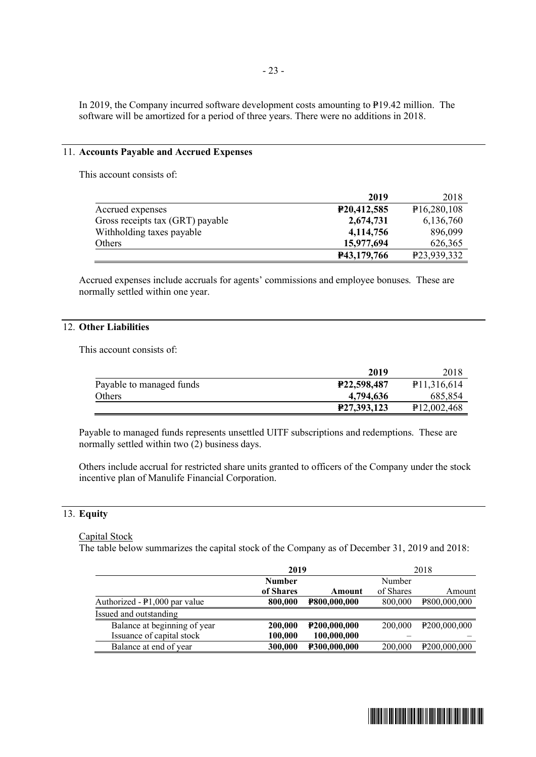In 2019, the Company incurred software development costs amounting to ₱19.42 million. The software will be amortized for a period of three years. There were no additions in 2018.

## 11. Accounts Payable and Accrued Expenses

This account consists of:

| | 2019 | 2018 |
|---|---|---|
| Accrued expenses | **₱20,412,585** | ₱16,280,108 |
| Gross receipts tax (GRT) payable | **2,674,731** | 6,136,760 |
| Withholding taxes payable | **4,114,756** | 896,099 |
| Others | **15,977,694** | 626,365 |
| | **₱43,179,766** | ₱23,939,332 |

Accrued expenses include accruals for agents' commissions and employee bonuses. These are normally settled within one year.

## 12. Other Liabilities

This account consists of:

| | 2019 | 2018 |
|---|---|---|
| Payable to managed funds | **₱22,598,487** | ₱11,316,614 |
| Others | **4,794,636** | 685,854 |
| | **₱27,393,123** | ₱12,002,468 |

Payable to managed funds represents unsettled UITF subscriptions and redemptions. These are normally settled within two (2) business days.

Others include accrual for restricted share units granted to officers of the Company under the stock incentive plan of Manulife Financial Corporation.

## 13. Equity

Capital Stock

The table below summarizes the capital stock of the Company as of December 31, 2019 and 2018:

| | 2019 | | 2018 | |
|---|---|---|---|---|
| | **Number of Shares** | **Amount** | Number of Shares | Amount |
| Authorized - ₱1,000 par value | **800,000** | **₱800,000,000** | 800,000 | ₱800,000,000 |
| Issued and outstanding | | | | |
| Balance at beginning of year | **200,000** | **₱200,000,000** | 200,000 | ₱200,000,000 |
| Issuance of capital stock | **100,000** | **100,000,000** | – | – |
| Balance at end of year | **300,000** | **₱300,000,000** | 200,000 | ₱200,000,000 |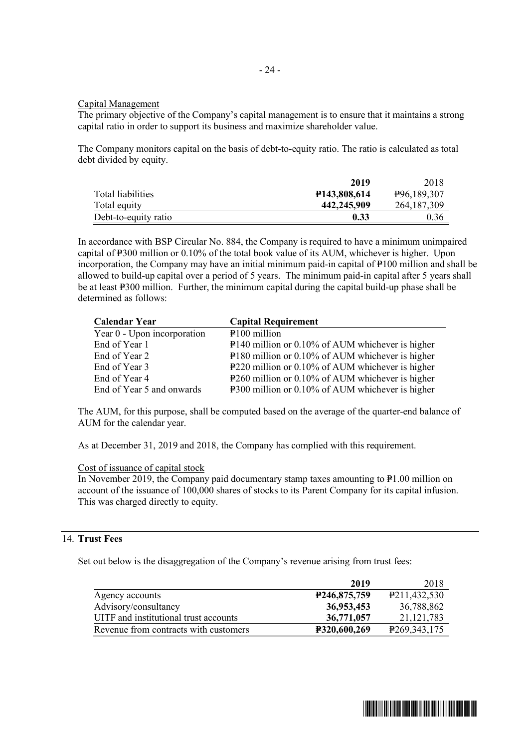Capital Management

The primary objective of the Company's capital management is to ensure that it maintains a strong capital ratio in order to support its business and maximize shareholder value.

The Company monitors capital on the basis of debt-to-equity ratio. The ratio is calculated as total debt divided by equity.

| | **2019** | 2018 |
|---|---|---|
| Total liabilities | **₱143,808,614** | ₱96,189,307 |
| Total equity | **442,245,909** | 264,187,309 |
| Debt-to-equity ratio | **0.33** | 0.36 |

In accordance with BSP Circular No. 884, the Company is required to have a minimum unimpaired capital of ₱300 million or 0.10% of the total book value of its AUM, whichever is higher. Upon incorporation, the Company may have an initial minimum paid-in capital of ₱100 million and shall be allowed to build-up capital over a period of 5 years. The minimum paid-in capital after 5 years shall be at least ₱300 million. Further, the minimum capital during the capital build-up phase shall be determined as follows:

| **Calendar Year** | **Capital Requirement** |
|---|---|
| Year 0 - Upon incorporation | ₱100 million |
| End of Year 1 | ₱140 million or 0.10% of AUM whichever is higher |
| End of Year 2 | ₱180 million or 0.10% of AUM whichever is higher |
| End of Year 3 | ₱220 million or 0.10% of AUM whichever is higher |
| End of Year 4 | ₱260 million or 0.10% of AUM whichever is higher |
| End of Year 5 and onwards | ₱300 million or 0.10% of AUM whichever is higher |

The AUM, for this purpose, shall be computed based on the average of the quarter-end balance of AUM for the calendar year.

As at December 31, 2019 and 2018, the Company has complied with this requirement.

Cost of issuance of capital stock

In November 2019, the Company paid documentary stamp taxes amounting to ₱1.00 million on account of the issuance of 100,000 shares of stocks to its Parent Company for its capital infusion. This was charged directly to equity.

## 14. Trust Fees

Set out below is the disaggregation of the Company's revenue arising from trust fees:

| | **2019** | 2018 |
|---|---|---|
| Agency accounts | **₱246,875,759** | ₱211,432,530 |
| Advisory/consultancy | **36,953,453** | 36,788,862 |
| UITF and institutional trust accounts | **36,771,057** | 21,121,783 |
| Revenue from contracts with customers | **₱320,600,269** | ₱269,343,175 |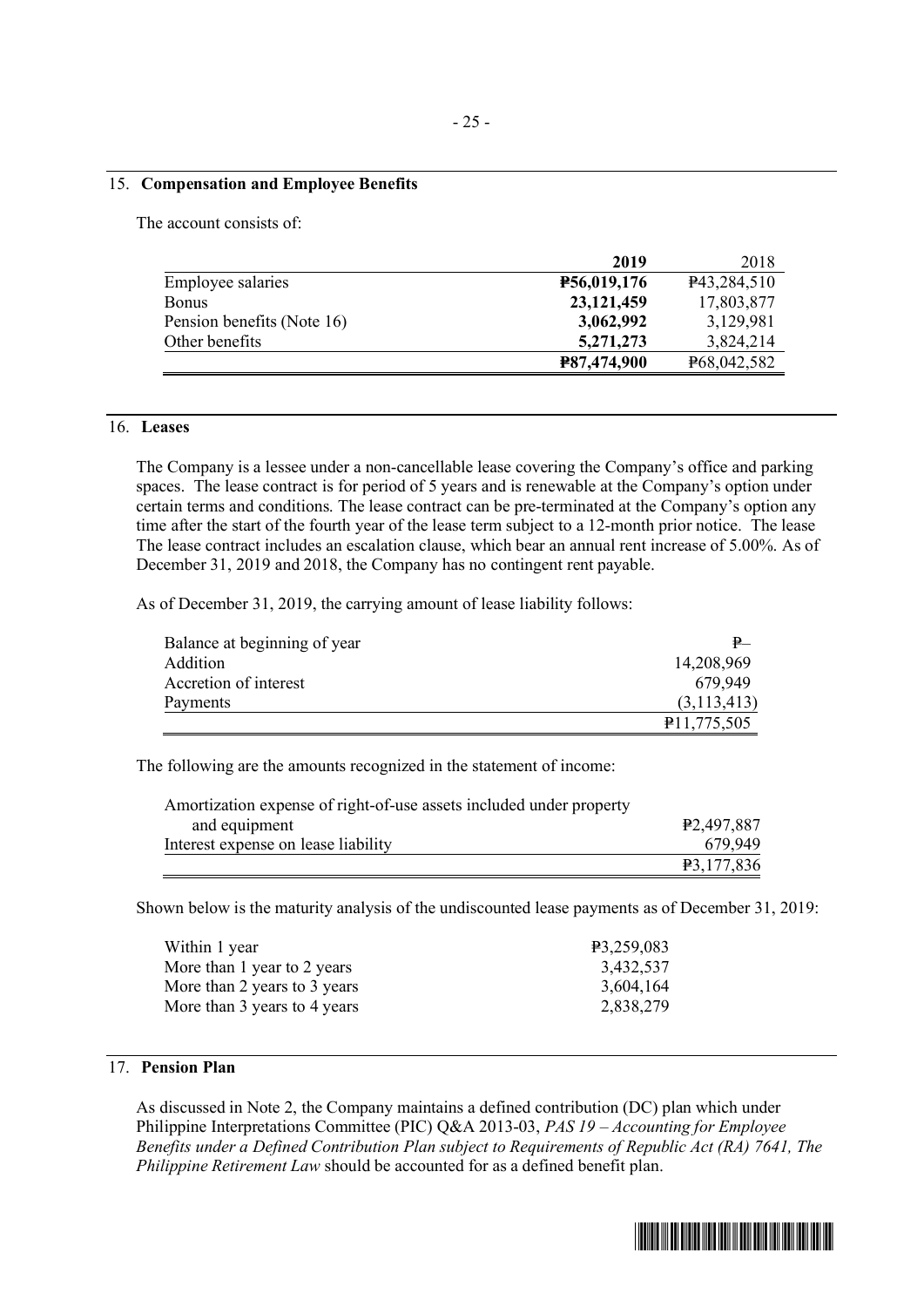## 15. Compensation and Employee Benefits

The account consists of:

| | **2019** | 2018 |
|---|---|---|
| Employee salaries | **₱56,019,176** | ₱43,284,510 |
| Bonus | **23,121,459** | 17,803,877 |
| Pension benefits (Note 16) | **3,062,992** | 3,129,981 |
| Other benefits | **5,271,273** | 3,824,214 |
| | **₱87,474,900** | ₱68,042,582 |

## 16. Leases

The Company is a lessee under a non-cancellable lease covering the Company's office and parking spaces. The lease contract is for period of 5 years and is renewable at the Company's option under certain terms and conditions. The lease contract can be pre-terminated at the Company's option any time after the start of the fourth year of the lease term subject to a 12-month prior notice. The lease The lease contract includes an escalation clause, which bear an annual rent increase of 5.00%. As of December 31, 2019 and 2018, the Company has no contingent rent payable.

As of December 31, 2019, the carrying amount of lease liability follows:

| | |
|---|---|
| Balance at beginning of year | ₱– |
| Addition | 14,208,969 |
| Accretion of interest | 679,949 |
| Payments | (3,113,413) |
| | ₱11,775,505 |

The following are the amounts recognized in the statement of income:

| | |
|---|---|
| Amortization expense of right-of-use assets included under property and equipment | ₱2,497,887 |
| Interest expense on lease liability | 679,949 |
| | ₱3,177,836 |

Shown below is the maturity analysis of the undiscounted lease payments as of December 31, 2019:

| | |
|---|---|
| Within 1 year | ₱3,259,083 |
| More than 1 year to 2 years | 3,432,537 |
| More than 2 years to 3 years | 3,604,164 |
| More than 3 years to 4 years | 2,838,279 |

## 17. Pension Plan

As discussed in Note 2, the Company maintains a defined contribution (DC) plan which under Philippine Interpretations Committee (PIC) Q&A 2013-03, *PAS 19 – Accounting for Employee Benefits under a Defined Contribution Plan subject to Requirements of Republic Act (RA) 7641, The Philippine Retirement Law* should be accounted for as a defined benefit plan.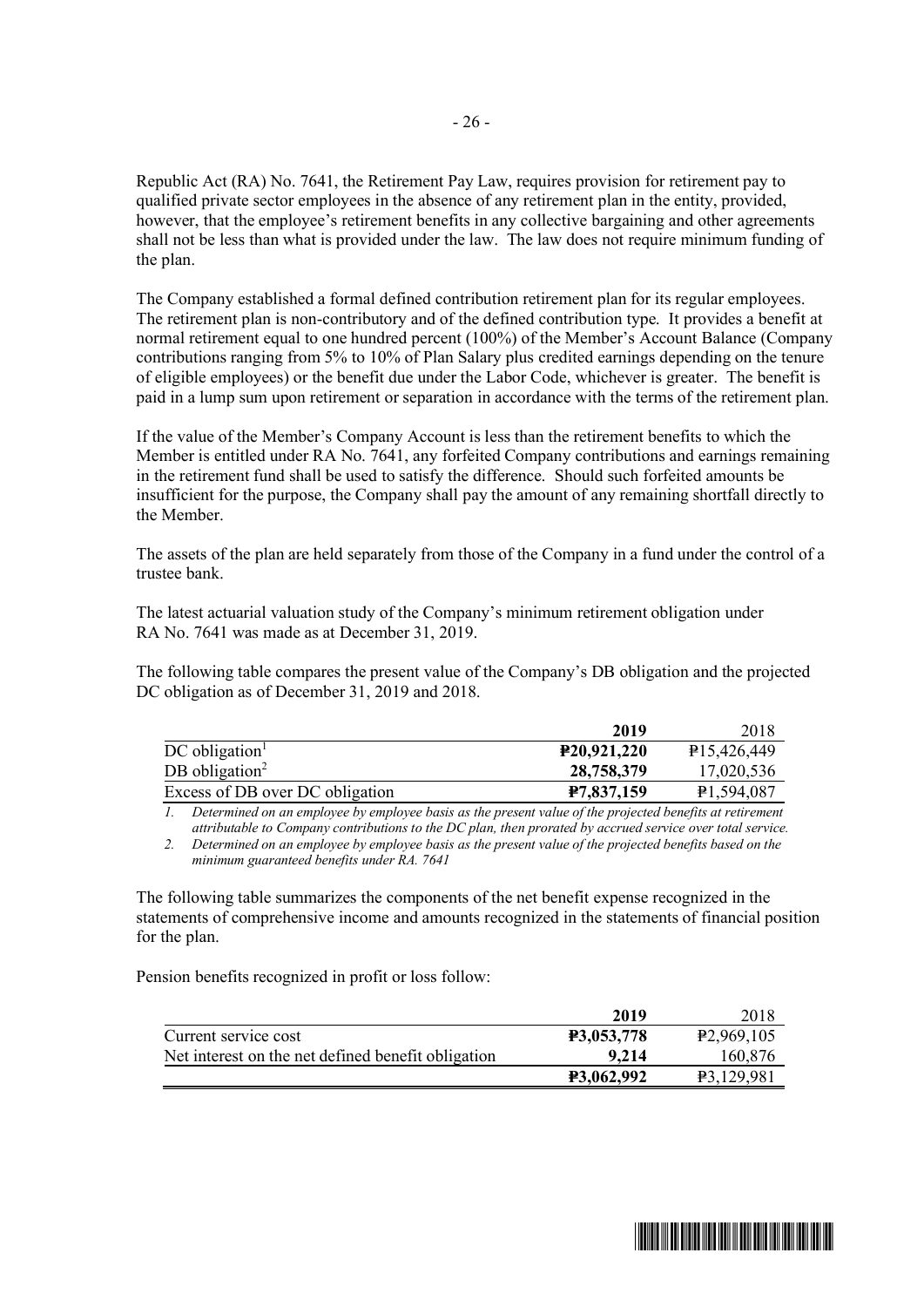Republic Act (RA) No. 7641, the Retirement Pay Law, requires provision for retirement pay to qualified private sector employees in the absence of any retirement plan in the entity, provided, however, that the employee's retirement benefits in any collective bargaining and other agreements shall not be less than what is provided under the law. The law does not require minimum funding of the plan.

The Company established a formal defined contribution retirement plan for its regular employees. The retirement plan is non-contributory and of the defined contribution type. It provides a benefit at normal retirement equal to one hundred percent (100%) of the Member's Account Balance (Company contributions ranging from 5% to 10% of Plan Salary plus credited earnings depending on the tenure of eligible employees) or the benefit due under the Labor Code, whichever is greater. The benefit is paid in a lump sum upon retirement or separation in accordance with the terms of the retirement plan.

If the value of the Member's Company Account is less than the retirement benefits to which the Member is entitled under RA No. 7641, any forfeited Company contributions and earnings remaining in the retirement fund shall be used to satisfy the difference. Should such forfeited amounts be insufficient for the purpose, the Company shall pay the amount of any remaining shortfall directly to the Member.

The assets of the plan are held separately from those of the Company in a fund under the control of a trustee bank.

The latest actuarial valuation study of the Company's minimum retirement obligation under RA No. 7641 was made as at December 31, 2019.

The following table compares the present value of the Company's DB obligation and the projected DC obligation as of December 31, 2019 and 2018.

| | **2019** | 2018 |
|---|---|---|
| DC obligation[1] | **₱20,921,220** | ₱15,426,449 |
| DB obligation[2] | **28,758,379** | 17,020,536 |
| Excess of DB over DC obligation | **₱7,837,159** | ₱1,594,087 |

*1. Determined on an employee by employee basis as the present value of the projected benefits at retirement attributable to Company contributions to the DC plan, then prorated by accrued service over total service.*

*2. Determined on an employee by employee basis as the present value of the projected benefits based on the minimum guaranteed benefits under RA. 7641*

The following table summarizes the components of the net benefit expense recognized in the statements of comprehensive income and amounts recognized in the statements of financial position for the plan.

Pension benefits recognized in profit or loss follow:

| | **2019** | 2018 |
|---|---|---|
| Current service cost | **₱3,053,778** | ₱2,969,105 |
| Net interest on the net defined benefit obligation | **9,214** | 160,876 |
| | **₱3,062,992** | ₱3,129,981 |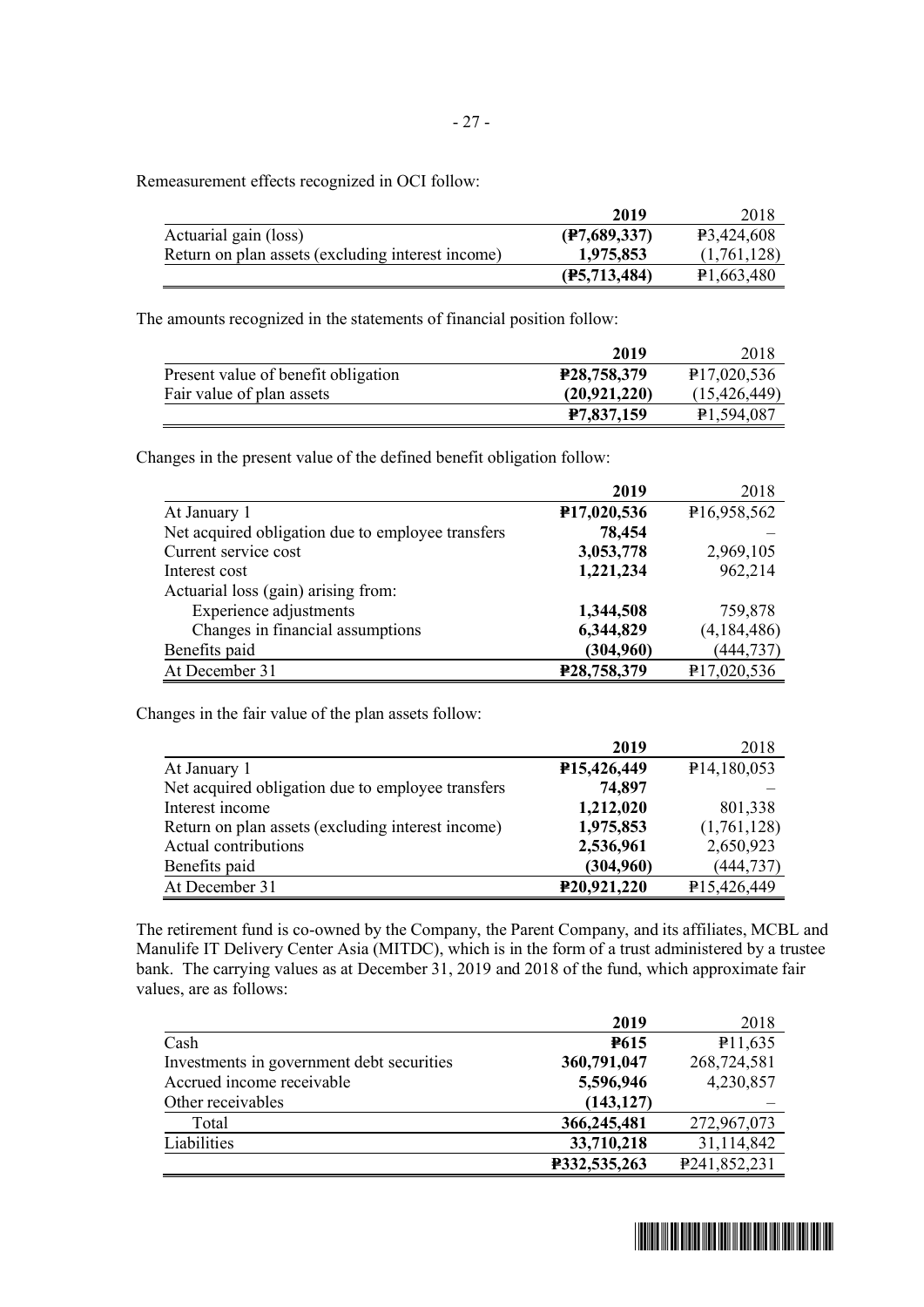Remeasurement effects recognized in OCI follow:

| | 2019 | 2018 |
|---|---|---|
| Actuarial gain (loss) | **(₱7,689,337)** | ₱3,424,608 |
| Return on plan assets (excluding interest income) | **1,975,853** | (1,761,128) |
| | **(₱5,713,484)** | ₱1,663,480 |

The amounts recognized in the statements of financial position follow:

| | 2019 | 2018 |
|---|---|---|
| Present value of benefit obligation | **₱28,758,379** | ₱17,020,536 |
| Fair value of plan assets | **(20,921,220)** | (15,426,449) |
| | **₱7,837,159** | ₱1,594,087 |

Changes in the present value of the defined benefit obligation follow:

| | 2019 | 2018 |
|---|---|---|
| At January 1 | **₱17,020,536** | ₱16,958,562 |
| Net acquired obligation due to employee transfers | **78,454** | – |
| Current service cost | **3,053,778** | 2,969,105 |
| Interest cost | **1,221,234** | 962,214 |
| Actuarial loss (gain) arising from: | | |
| Experience adjustments | **1,344,508** | 759,878 |
| Changes in financial assumptions | **6,344,829** | (4,184,486) |
| Benefits paid | **(304,960)** | (444,737) |
| At December 31 | **₱28,758,379** | ₱17,020,536 |

Changes in the fair value of the plan assets follow:

| | 2019 | 2018 |
|---|---|---|
| At January 1 | **₱15,426,449** | ₱14,180,053 |
| Net acquired obligation due to employee transfers | **74,897** | – |
| Interest income | **1,212,020** | 801,338 |
| Return on plan assets (excluding interest income) | **1,975,853** | (1,761,128) |
| Actual contributions | **2,536,961** | 2,650,923 |
| Benefits paid | **(304,960)** | (444,737) |
| At December 31 | **₱20,921,220** | ₱15,426,449 |

The retirement fund is co-owned by the Company, the Parent Company, and its affiliates, MCBL and Manulife IT Delivery Center Asia (MITDC), which is in the form of a trust administered by a trustee bank. The carrying values as at December 31, 2019 and 2018 of the fund, which approximate fair values, are as follows:

| | 2019 | 2018 |
|---|---|---|
| Cash | **₱615** | ₱11,635 |
| Investments in government debt securities | **360,791,047** | 268,724,581 |
| Accrued income receivable | **5,596,946** | 4,230,857 |
| Other receivables | **(143,127)** | – |
| Total | **366,245,481** | 272,967,073 |
| Liabilities | **33,710,218** | 31,114,842 |
| | **₱332,535,263** | ₱241,852,231 |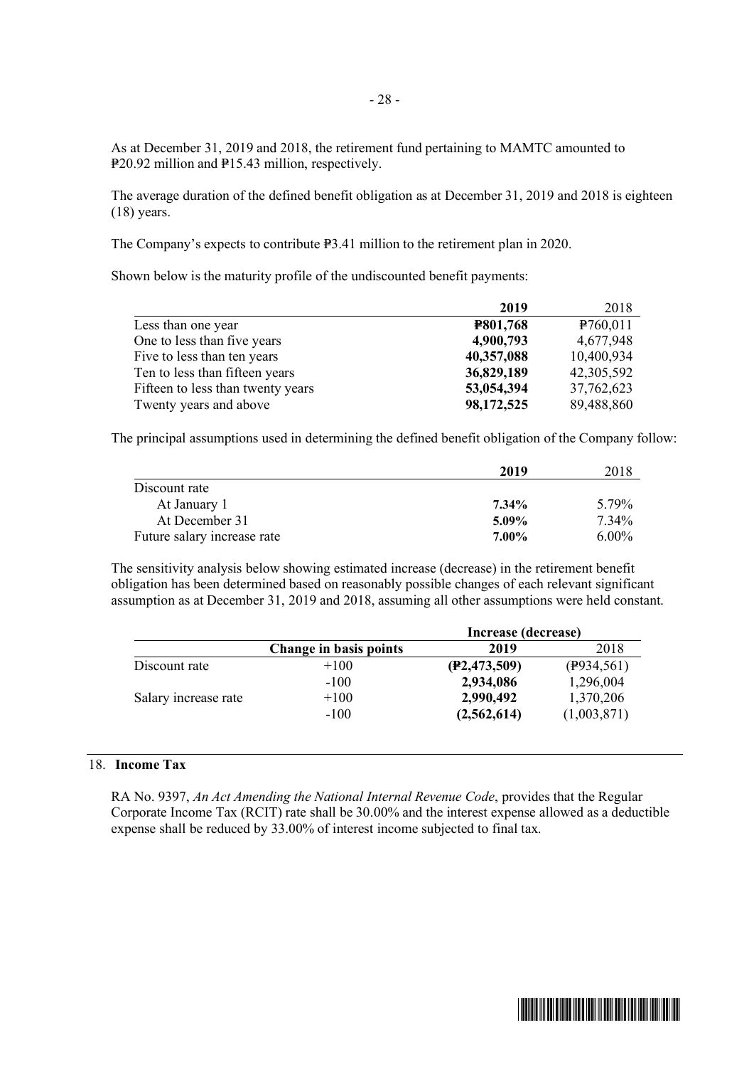As at December 31, 2019 and 2018, the retirement fund pertaining to MAMTC amounted to ₱20.92 million and ₱15.43 million, respectively.

The average duration of the defined benefit obligation as at December 31, 2019 and 2018 is eighteen (18) years.

The Company's expects to contribute ₱3.41 million to the retirement plan in 2020.

Shown below is the maturity profile of the undiscounted benefit payments:

| | **2019** | 2018 |
|---|---|---|
| Less than one year | **₱801,768** | ₱760,011 |
| One to less than five years | **4,900,793** | 4,677,948 |
| Five to less than ten years | **40,357,088** | 10,400,934 |
| Ten to less than fifteen years | **36,829,189** | 42,305,592 |
| Fifteen to less than twenty years | **53,054,394** | 37,762,623 |
| Twenty years and above | **98,172,525** | 89,488,860 |

The principal assumptions used in determining the defined benefit obligation of the Company follow:

| | **2019** | 2018 |
|---|---|---|
| Discount rate | | |
| At January 1 | **7.34%** | 5.79% |
| At December 31 | **5.09%** | 7.34% |
| Future salary increase rate | **7.00%** | 6.00% |

The sensitivity analysis below showing estimated increase (decrease) in the retirement benefit obligation has been determined based on reasonably possible changes of each relevant significant assumption as at December 31, 2019 and 2018, assuming all other assumptions were held constant.

| | | **Increase (decrease)** | |
|---|---|---|---|
| | **Change in basis points** | **2019** | 2018 |
| Discount rate | +100 | **(₱2,473,509)** | (₱934,561) |
| | -100 | **2,934,086** | 1,296,004 |
| Salary increase rate | +100 | **2,990,492** | 1,370,206 |
| | -100 | **(2,562,614)** | (1,003,871) |

## 18. Income Tax

RA No. 9397, *An Act Amending the National Internal Revenue Code*, provides that the Regular Corporate Income Tax (RCIT) rate shall be 30.00% and the interest expense allowed as a deductible expense shall be reduced by 33.00% of interest income subjected to final tax.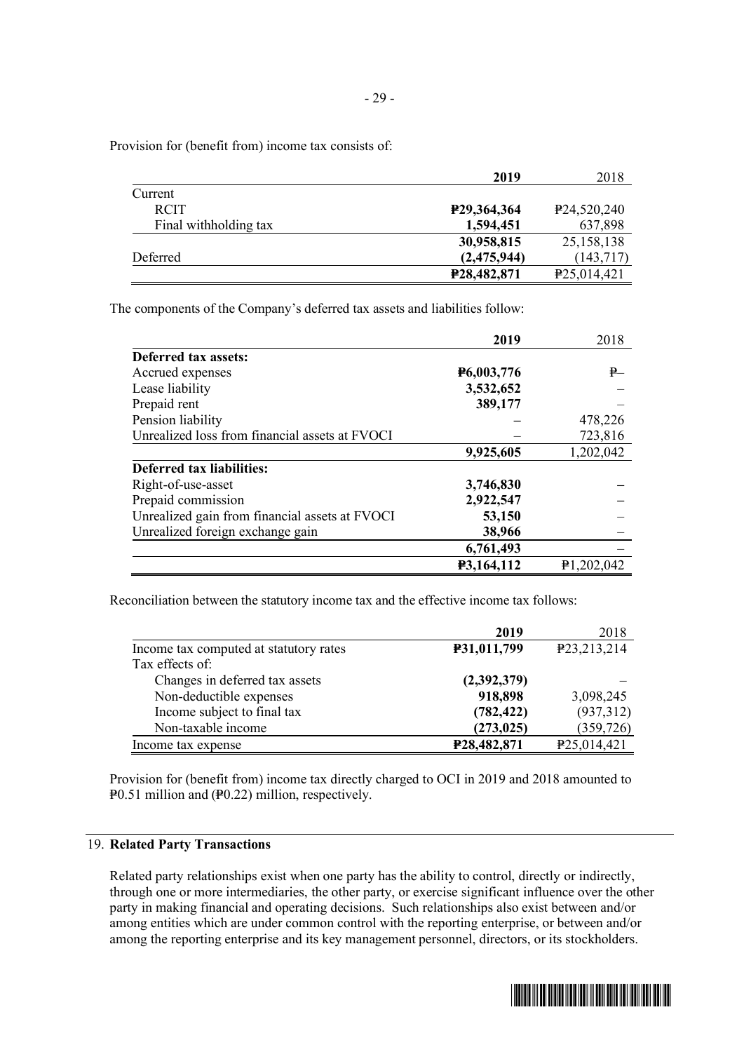Provision for (benefit from) income tax consists of:

| | **2019** | 2018 |
|---|---|---|
| Current | | |
| RCIT | **₱29,364,364** | ₱24,520,240 |
| Final withholding tax | **1,594,451** | 637,898 |
| | **30,958,815** | 25,158,138 |
| Deferred | **(2,475,944)** | (143,717) |
| | **₱28,482,871** | ₱25,014,421 |

The components of the Company's deferred tax assets and liabilities follow:

| | **2019** | 2018 |
|---|---|---|
| **Deferred tax assets:** | | |
| Accrued expenses | **₱6,003,776** | ₱– |
| Lease liability | **3,532,652** | – |
| Prepaid rent | **389,177** | – |
| Pension liability | **–** | 478,226 |
| Unrealized loss from financial assets at FVOCI | – | 723,816 |
| | **9,925,605** | 1,202,042 |
| **Deferred tax liabilities:** | | |
| Right-of-use-asset | **3,746,830** | **–** |
| Prepaid commission | **2,922,547** | **–** |
| Unrealized gain from financial assets at FVOCI | **53,150** | – |
| Unrealized foreign exchange gain | **38,966** | – |
| | **6,761,493** | – |
| | **₱3,164,112** | ₱1,202,042 |

Reconciliation between the statutory income tax and the effective income tax follows:

| | **2019** | 2018 |
|---|---|---|
| Income tax computed at statutory rates | **₱31,011,799** | ₱23,213,214 |
| Tax effects of: | | |
| Changes in deferred tax assets | **(2,392,379)** | – |
| Non-deductible expenses | **918,898** | 3,098,245 |
| Income subject to final tax | **(782,422)** | (937,312) |
| Non-taxable income | **(273,025)** | (359,726) |
| Income tax expense | **₱28,482,871** | ₱25,014,421 |

Provision for (benefit from) income tax directly charged to OCI in 2019 and 2018 amounted to ₱0.51 million and (₱0.22) million, respectively.

## 19. Related Party Transactions

Related party relationships exist when one party has the ability to control, directly or indirectly, through one or more intermediaries, the other party, or exercise significant influence over the other party in making financial and operating decisions. Such relationships also exist between and/or among entities which are under common control with the reporting enterprise, or between and/or among the reporting enterprise and its key management personnel, directors, or its stockholders.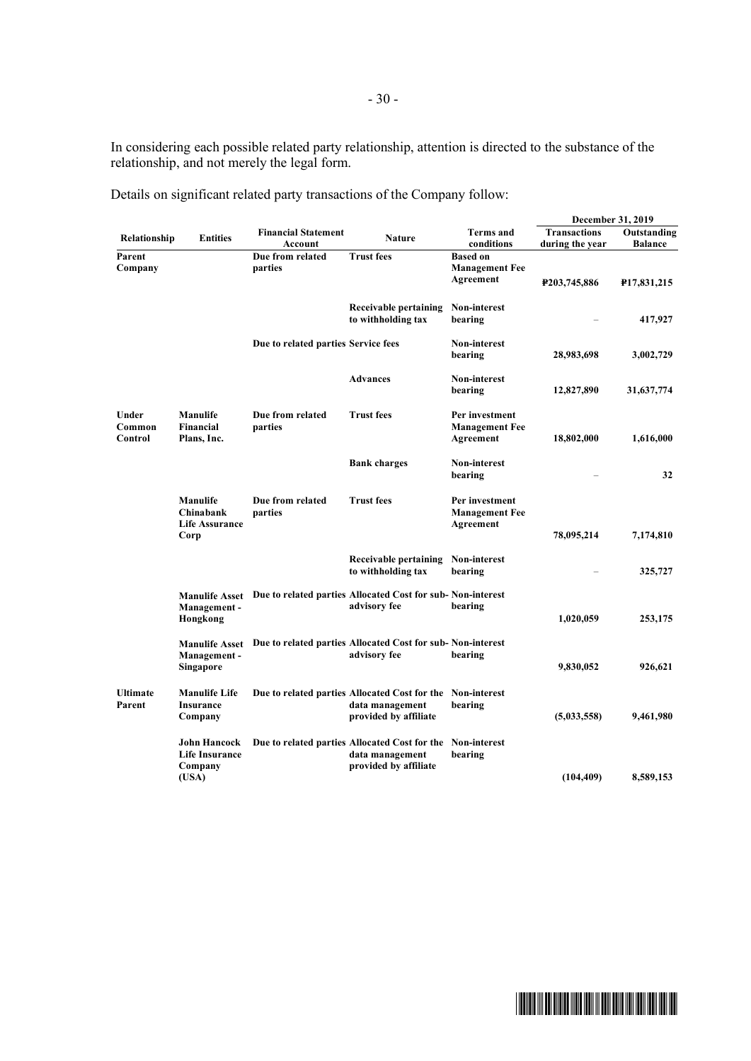In considering each possible related party relationship, attention is directed to the substance of the relationship, and not merely the legal form.

Details on significant related party transactions of the Company follow:

| Relationship | Entities | Financial Statement Account | Nature | Terms and conditions | December 31, 2019 | |
|---|---|---|---|---|---|---|
| | | | | | Transactions during the year | Outstanding Balance |
| Parent Company | | Due from related parties | Trust fees | Based on Management Fee Agreement | ₱203,745,886 | ₱17,831,215 |
| | | | Receivable pertaining to withholding tax | Non-interest bearing | – | 417,927 |
| | | Due to related parties | Service fees | Non-interest bearing | 28,983,698 | 3,002,729 |
| | | | Advances | Non-interest bearing | 12,827,890 | 31,637,774 |
| Under Common Control | Manulife Financial Plans, Inc. | Due from related parties | Trust fees | Per investment Management Fee Agreement | 18,802,000 | 1,616,000 |
| | | | Bank charges | Non-interest bearing | – | 32 |
| | Manulife Chinabank Life Assurance Corp | Due from related parties | Trust fees | Per investment Management Fee Agreement | 78,095,214 | 7,174,810 |
| | | | Receivable pertaining to withholding tax | Non-interest bearing | – | 325,727 |
| | Manulife Asset Management - Hongkong | Due to related parties | Allocated Cost for sub-advisory fee | Non-interest bearing | 1,020,059 | 253,175 |
| | Manulife Asset Management - Singapore | Due to related parties | Allocated Cost for sub-advisory fee | Non-interest bearing | 9,830,052 | 926,621 |
| Ultimate Parent | Manulife Life Insurance Company | Due to related parties | Allocated Cost for the data management provided by affiliate | Non-interest bearing | (5,033,558) | 9,461,980 |
| | John Hancock Life Insurance Company (USA) | Due to related parties | Allocated Cost for the data management provided by affiliate | Non-interest bearing | (104,409) | 8,589,153 |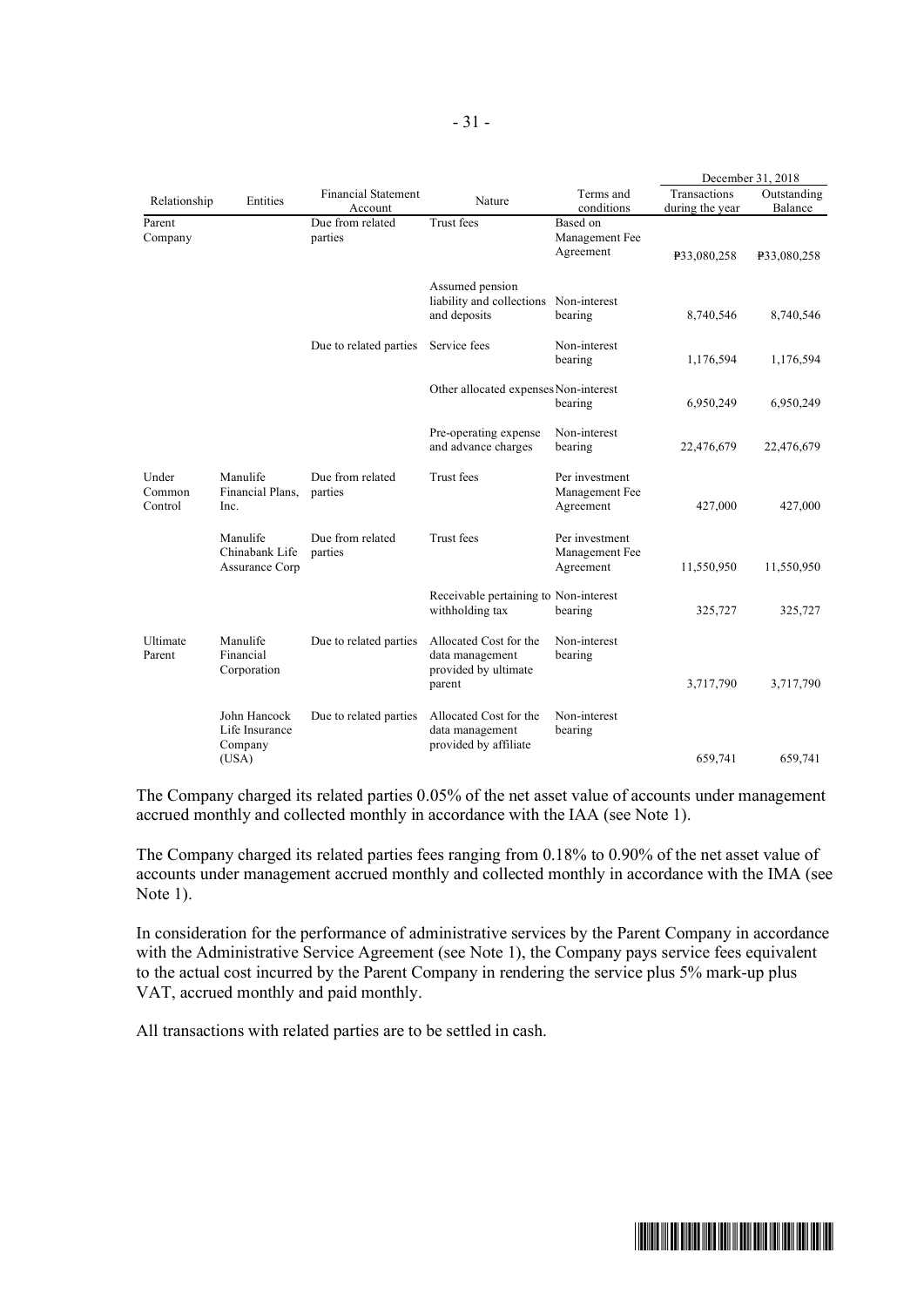| Relationship | Entities | Financial Statement Account | Nature | Terms and conditions | December 31, 2018 | |
|---|---|---|---|---|---|---|
| | | | | | Transactions during the year | Outstanding Balance |
| Parent Company | | Due from related parties | Trust fees | Based on Management Fee Agreement | ₱33,080,258 | ₱33,080,258 |
| | | | Assumed pension liability and collections and deposits | Non-interest bearing | 8,740,546 | 8,740,546 |
| | | Due to related parties | Service fees | Non-interest bearing | 1,176,594 | 1,176,594 |
| | | | Other allocated expenses | Non-interest bearing | 6,950,249 | 6,950,249 |
| | | | Pre-operating expense and advance charges | Non-interest bearing | 22,476,679 | 22,476,679 |
| Under Common Control | Manulife Financial Plans, Inc. | Due from related parties | Trust fees | Per investment Management Fee Agreement | 427,000 | 427,000 |
| | Manulife Chinabank Life Assurance Corp | Due from related parties | Trust fees | Per investment Management Fee Agreement | 11,550,950 | 11,550,950 |
| | | | Receivable pertaining to withholding tax | Non-interest bearing | 325,727 | 325,727 |
| Ultimate Parent | Manulife Financial Corporation | Due to related parties | Allocated Cost for the data management provided by ultimate parent | Non-interest bearing | 3,717,790 | 3,717,790 |
| | John Hancock Life Insurance Company (USA) | Due to related parties | Allocated Cost for the data management provided by affiliate | Non-interest bearing | 659,741 | 659,741 |

The Company charged its related parties 0.05% of the net asset value of accounts under management accrued monthly and collected monthly in accordance with the IAA (see Note 1).

The Company charged its related parties fees ranging from 0.18% to 0.90% of the net asset value of accounts under management accrued monthly and collected monthly in accordance with the IMA (see Note 1).

In consideration for the performance of administrative services by the Parent Company in accordance with the Administrative Service Agreement (see Note 1), the Company pays service fees equivalent to the actual cost incurred by the Parent Company in rendering the service plus 5% mark-up plus VAT, accrued monthly and paid monthly.

All transactions with related parties are to be settled in cash.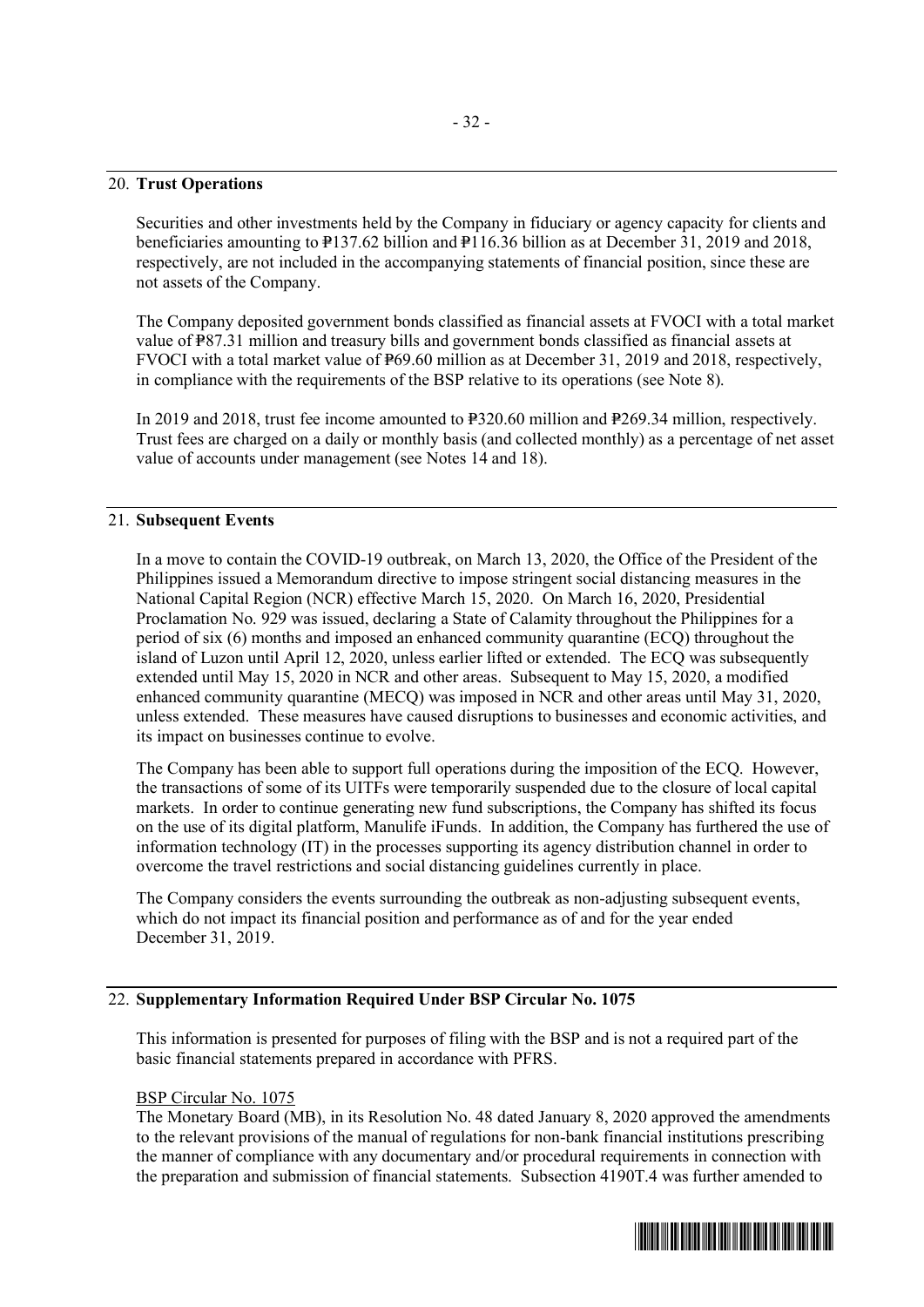## 20. Trust Operations

Securities and other investments held by the Company in fiduciary or agency capacity for clients and beneficiaries amounting to ₱137.62 billion and ₱116.36 billion as at December 31, 2019 and 2018, respectively, are not included in the accompanying statements of financial position, since these are not assets of the Company.

The Company deposited government bonds classified as financial assets at FVOCI with a total market value of ₱87.31 million and treasury bills and government bonds classified as financial assets at FVOCI with a total market value of ₱69.60 million as at December 31, 2019 and 2018, respectively, in compliance with the requirements of the BSP relative to its operations (see Note 8).

In 2019 and 2018, trust fee income amounted to ₱320.60 million and ₱269.34 million, respectively. Trust fees are charged on a daily or monthly basis (and collected monthly) as a percentage of net asset value of accounts under management (see Notes 14 and 18).

## 21. Subsequent Events

In a move to contain the COVID-19 outbreak, on March 13, 2020, the Office of the President of the Philippines issued a Memorandum directive to impose stringent social distancing measures in the National Capital Region (NCR) effective March 15, 2020. On March 16, 2020, Presidential Proclamation No. 929 was issued, declaring a State of Calamity throughout the Philippines for a period of six (6) months and imposed an enhanced community quarantine (ECQ) throughout the island of Luzon until April 12, 2020, unless earlier lifted or extended. The ECQ was subsequently extended until May 15, 2020 in NCR and other areas. Subsequent to May 15, 2020, a modified enhanced community quarantine (MECQ) was imposed in NCR and other areas until May 31, 2020, unless extended. These measures have caused disruptions to businesses and economic activities, and its impact on businesses continue to evolve.

The Company has been able to support full operations during the imposition of the ECQ. However, the transactions of some of its UITFs were temporarily suspended due to the closure of local capital markets. In order to continue generating new fund subscriptions, the Company has shifted its focus on the use of its digital platform, Manulife iFunds. In addition, the Company has furthered the use of information technology (IT) in the processes supporting its agency distribution channel in order to overcome the travel restrictions and social distancing guidelines currently in place.

The Company considers the events surrounding the outbreak as non-adjusting subsequent events, which do not impact its financial position and performance as of and for the year ended December 31, 2019.

## 22. Supplementary Information Required Under BSP Circular No. 1075

This information is presented for purposes of filing with the BSP and is not a required part of the basic financial statements prepared in accordance with PFRS.

BSP Circular No. 1075

The Monetary Board (MB), in its Resolution No. 48 dated January 8, 2020 approved the amendments to the relevant provisions of the manual of regulations for non-bank financial institutions prescribing the manner of compliance with any documentary and/or procedural requirements in connection with the preparation and submission of financial statements. Subsection 4190T.4 was further amended to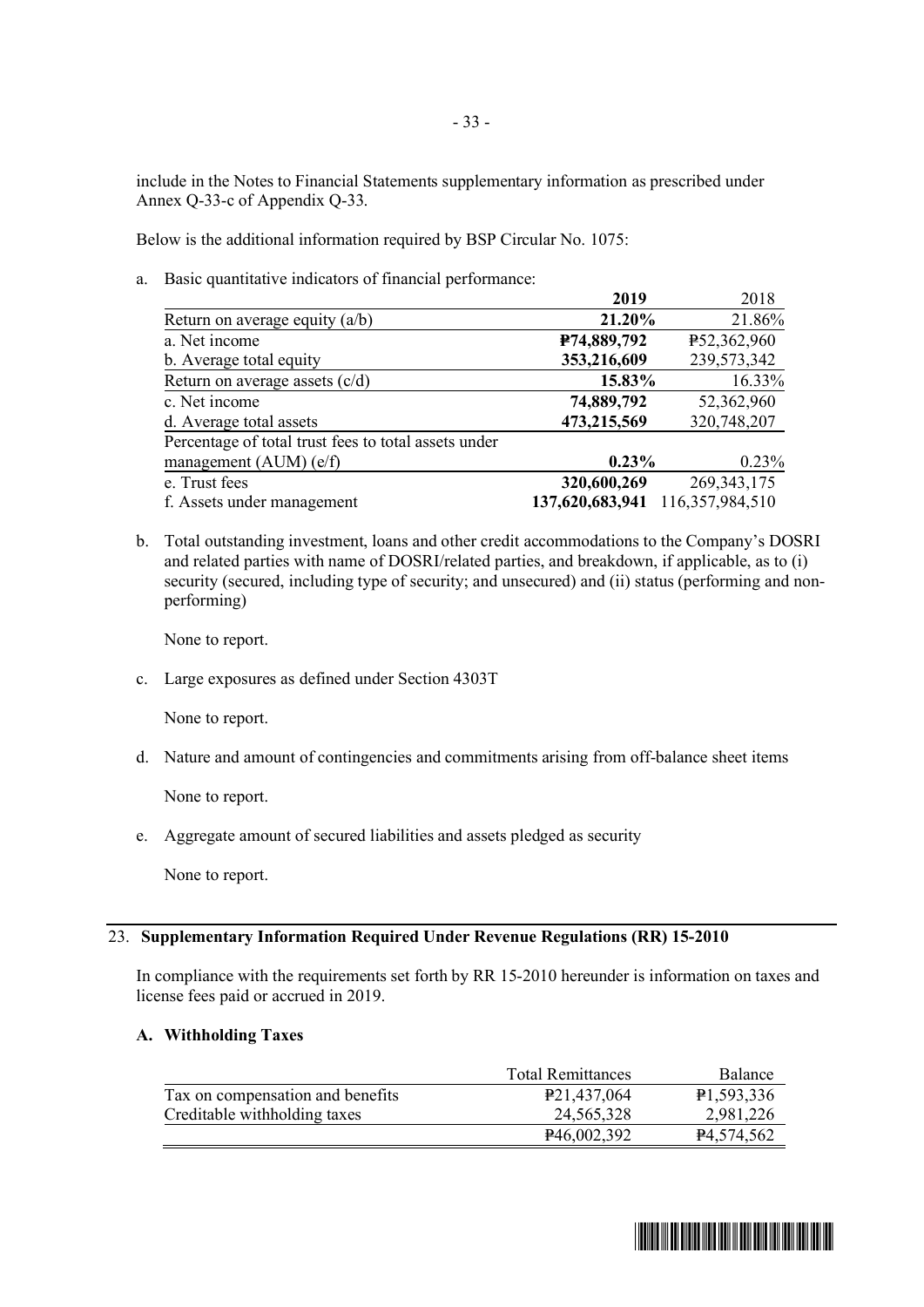include in the Notes to Financial Statements supplementary information as prescribed under Annex Q-33-c of Appendix Q-33.

Below is the additional information required by BSP Circular No. 1075:

a. Basic quantitative indicators of financial performance:

| | **2019** | 2018 |
|---|---|---|
| Return on average equity (a/b) | **21.20%** | 21.86% |
| a. Net income | **₱74,889,792** | ₱52,362,960 |
| b. Average total equity | **353,216,609** | 239,573,342 |
| Return on average assets (c/d) | **15.83%** | 16.33% |
| c. Net income | **74,889,792** | 52,362,960 |
| d. Average total assets | **473,215,569** | 320,748,207 |
| Percentage of total trust fees to total assets under management (AUM) (e/f) | **0.23%** | 0.23% |
| e. Trust fees | **320,600,269** | 269,343,175 |
| f. Assets under management | **137,620,683,941** | 116,357,984,510 |

b. Total outstanding investment, loans and other credit accommodations to the Company's DOSRI and related parties with name of DOSRI/related parties, and breakdown, if applicable, as to (i) security (secured, including type of security; and unsecured) and (ii) status (performing and non-performing)

   None to report.

c. Large exposures as defined under Section 4303T

   None to report.

d. Nature and amount of contingencies and commitments arising from off-balance sheet items

   None to report.

e. Aggregate amount of secured liabilities and assets pledged as security

   None to report.

## 23. Supplementary Information Required Under Revenue Regulations (RR) 15-2010

In compliance with the requirements set forth by RR 15-2010 hereunder is information on taxes and license fees paid or accrued in 2019.

### A. Withholding Taxes

| | Total Remittances | Balance |
|---|---|---|
| Tax on compensation and benefits | ₱21,437,064 | ₱1,593,336 |
| Creditable withholding taxes | 24,565,328 | 2,981,226 |
| | ₱46,002,392 | ₱4,574,562 |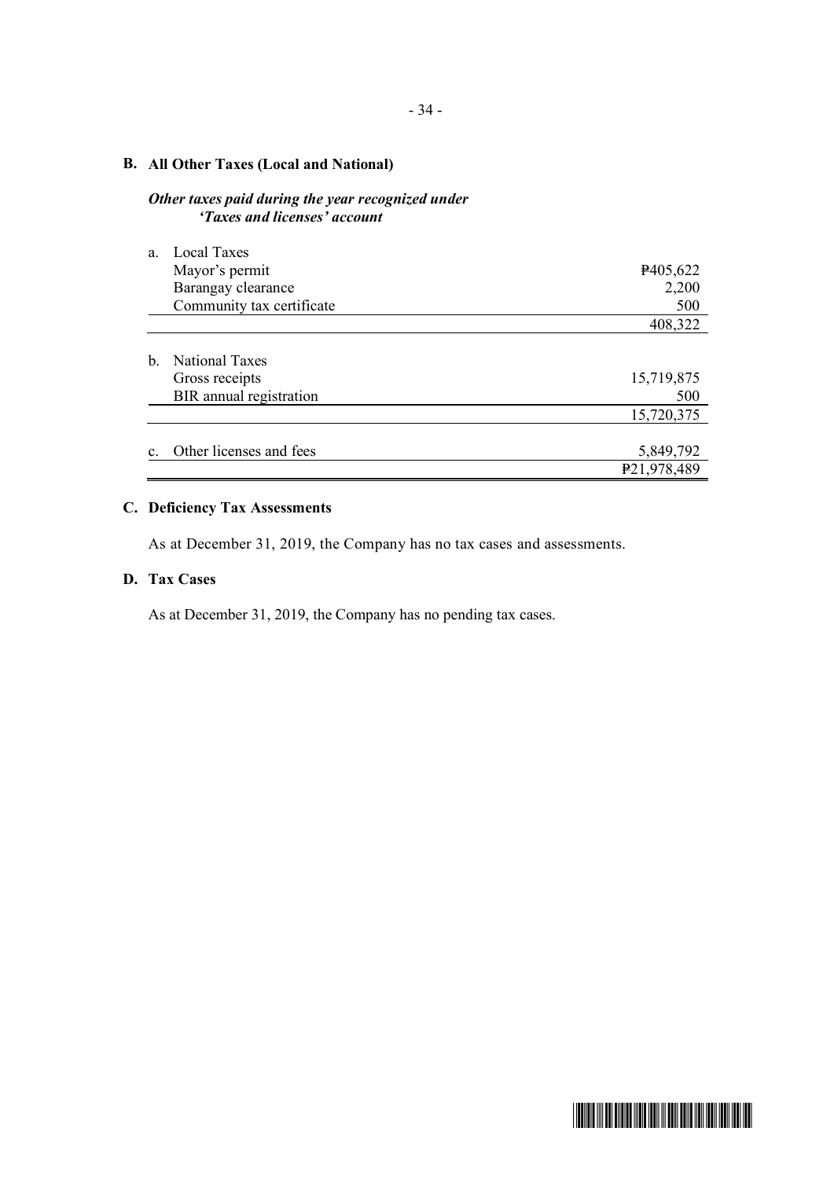## B. All Other Taxes (Local and National)

***Other taxes paid during the year recognized under 'Taxes and licenses' account***

| | | |
|---|---|---|
| a. | Local Taxes | |
| | Mayor's permit | ₱405,622 |
| | Barangay clearance | 2,200 |
| | Community tax certificate | 500 |
| | | 408,322 |
| b. | National Taxes | |
| | Gross receipts | 15,719,875 |
| | BIR annual registration | 500 |
| | | 15,720,375 |
| c. | Other licenses and fees | 5,849,792 |
| | | ₱21,978,489 |

## C. Deficiency Tax Assessments

As at December 31, 2019, the Company has no tax cases and assessments.

## D. Tax Cases

As at December 31, 2019, the Company has no pending tax cases.